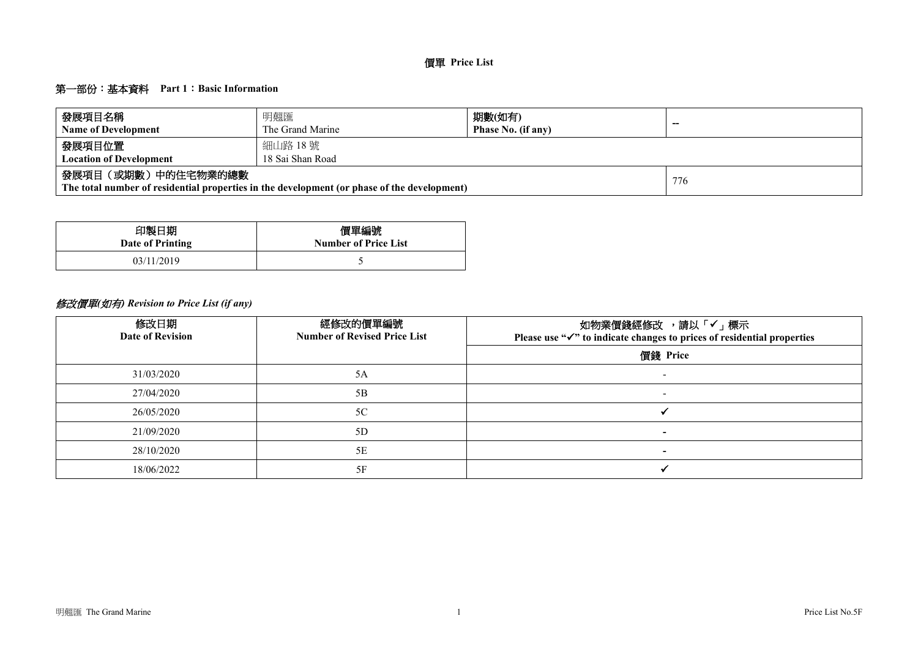# 價單 Price List

## 第一部份：基本資料　Part 1：Basic Information

| 發展項目名稱<br>**Name of Development** | 明翹匯<br>The Grand Marine | **期數(如有)<br>Phase No. (if any)** | -- |
|---|---|---|---|
| **發展項目位置<br>Location of Development** | 細山路 18 號<br>18 Sai Shan Road | | |
| **發展項目（或期數）中的住宅物業的總數<br>The total number of residential properties in the development (or phase of the development)** | | | 776 |

| 印製日期<br>Date of Printing | 價單編號<br>Number of Price List |
|---|---|
| 03/11/2019 | 5 |

## *修改價單(如有) Revision to Price List (if any)*

| 修改日期<br>Date of Revision | 經修改的價單編號<br>Number of Revised Price List | 如物業價錢經修改 ，請以「✓」標示<br>Please use "✓" to indicate changes to prices of residential properties |
|---|---|---|
| | | 價錢 Price |
| 31/03/2020 | 5A | - |
| 27/04/2020 | 5B | - |
| 26/05/2020 | 5C | ✓ |
| 21/09/2020 | 5D | - |
| 28/10/2020 | 5E | - |
| 18/06/2022 | 5F | ✓ |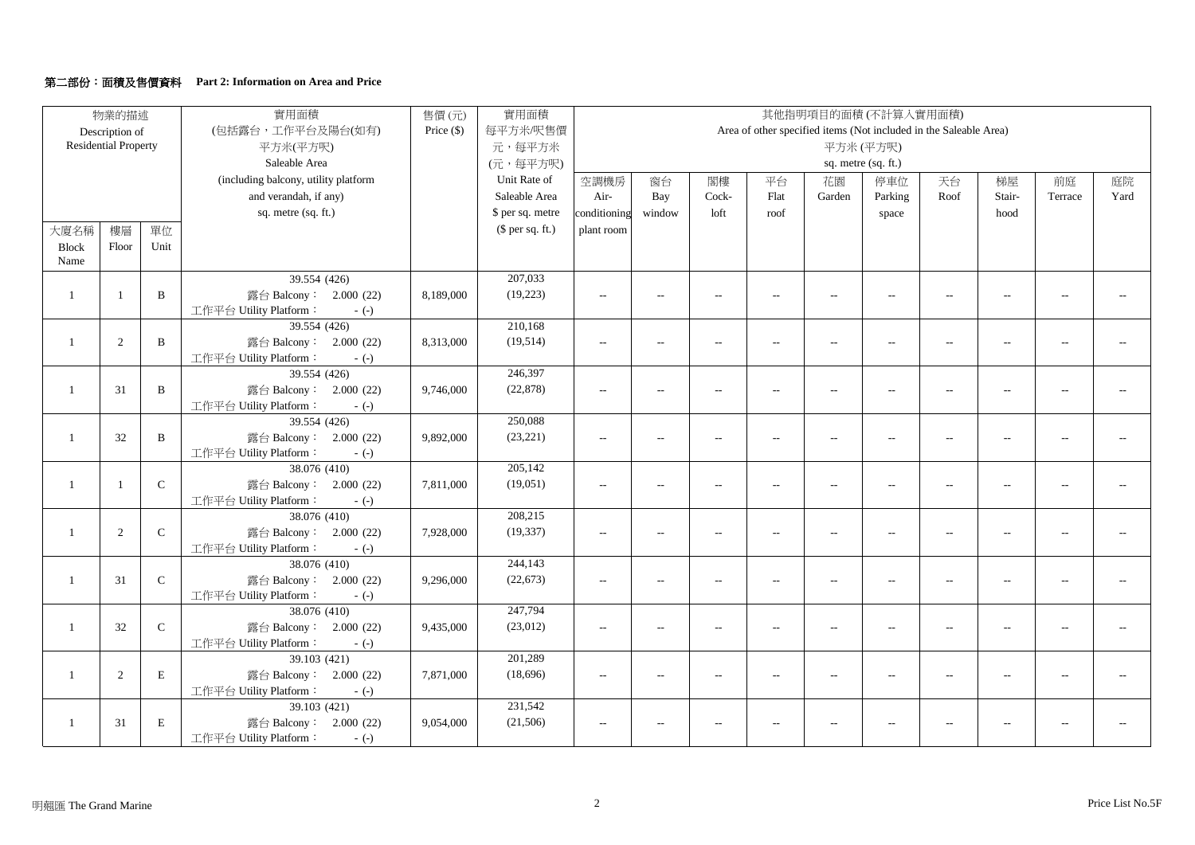## 第二部份：面積及售價資料 Part 2: Information on Area and Price

| 物業的描述 Description of Residential Property | | | 實用面積 (包括露台，工作平台及陽台(如有) 平方米(平方呎) Saleable Area (including balcony, utility platform and verandah, if any) sq. metre (sq. ft.) | 售價 (元) Price ($) | 實用面積 每平方米/呎售價 元，每平方米 (元，每平方呎) Unit Rate of Saleable Area $ per sq. metre ($ per sq. ft.) | 其他指明項目的面積 (不計算入實用面積) Area of other specified items (Not included in the Saleable Area) 平方米 (平方呎) sq. metre (sq. ft.) | | | | | | | | | |
|---|---|---|---|---|---|---|---|---|---|---|---|---|---|---|---|
| 大廈名稱 Block Name | 樓層 Floor | 單位 Unit | | | | 空調機房 Air-conditioning plant room | 窗台 Bay window | 閣樓 Cock-loft | 平台 Flat roof | 花園 Garden | 停車位 Parking space | 天台 Roof | 梯屋 Stair-hood | 前庭 Terrace | 庭院 Yard |
| 1 | 1 | B | 39.554 (426) 露台 Balcony： 2.000 (22) 工作平台 Utility Platform： - (-) | 8,189,000 | 207,033 (19,223) | -- | -- | -- | -- | -- | -- | -- | -- | -- | -- |
| 1 | 2 | B | 39.554 (426) 露台 Balcony： 2.000 (22) 工作平台 Utility Platform： - (-) | 8,313,000 | 210,168 (19,514) | -- | -- | -- | -- | -- | -- | -- | -- | -- | -- |
| 1 | 31 | B | 39.554 (426) 露台 Balcony： 2.000 (22) 工作平台 Utility Platform： - (-) | 9,746,000 | 246,397 (22,878) | -- | -- | -- | -- | -- | -- | -- | -- | -- | -- |
| 1 | 32 | B | 39.554 (426) 露台 Balcony： 2.000 (22) 工作平台 Utility Platform： - (-) | 9,892,000 | 250,088 (23,221) | -- | -- | -- | -- | -- | -- | -- | -- | -- | -- |
| 1 | 1 | C | 38.076 (410) 露台 Balcony： 2.000 (22) 工作平台 Utility Platform： - (-) | 7,811,000 | 205,142 (19,051) | -- | -- | -- | -- | -- | -- | -- | -- | -- | -- |
| 1 | 2 | C | 38.076 (410) 露台 Balcony： 2.000 (22) 工作平台 Utility Platform： - (-) | 7,928,000 | 208,215 (19,337) | -- | -- | -- | -- | -- | -- | -- | -- | -- | -- |
| 1 | 31 | C | 38.076 (410) 露台 Balcony： 2.000 (22) 工作平台 Utility Platform： - (-) | 9,296,000 | 244,143 (22,673) | -- | -- | -- | -- | -- | -- | -- | -- | -- | -- |
| 1 | 32 | C | 38.076 (410) 露台 Balcony： 2.000 (22) 工作平台 Utility Platform： - (-) | 9,435,000 | 247,794 (23,012) | -- | -- | -- | -- | -- | -- | -- | -- | -- | -- |
| 1 | 2 | E | 39.103 (421) 露台 Balcony： 2.000 (22) 工作平台 Utility Platform： - (-) | 7,871,000 | 201,289 (18,696) | -- | -- | -- | -- | -- | -- | -- | -- | -- | -- |
| 1 | 31 | E | 39.103 (421) 露台 Balcony： 2.000 (22) 工作平台 Utility Platform： - (-) | 9,054,000 | 231,542 (21,506) | -- | -- | -- | -- | -- | -- | -- | -- | -- | -- |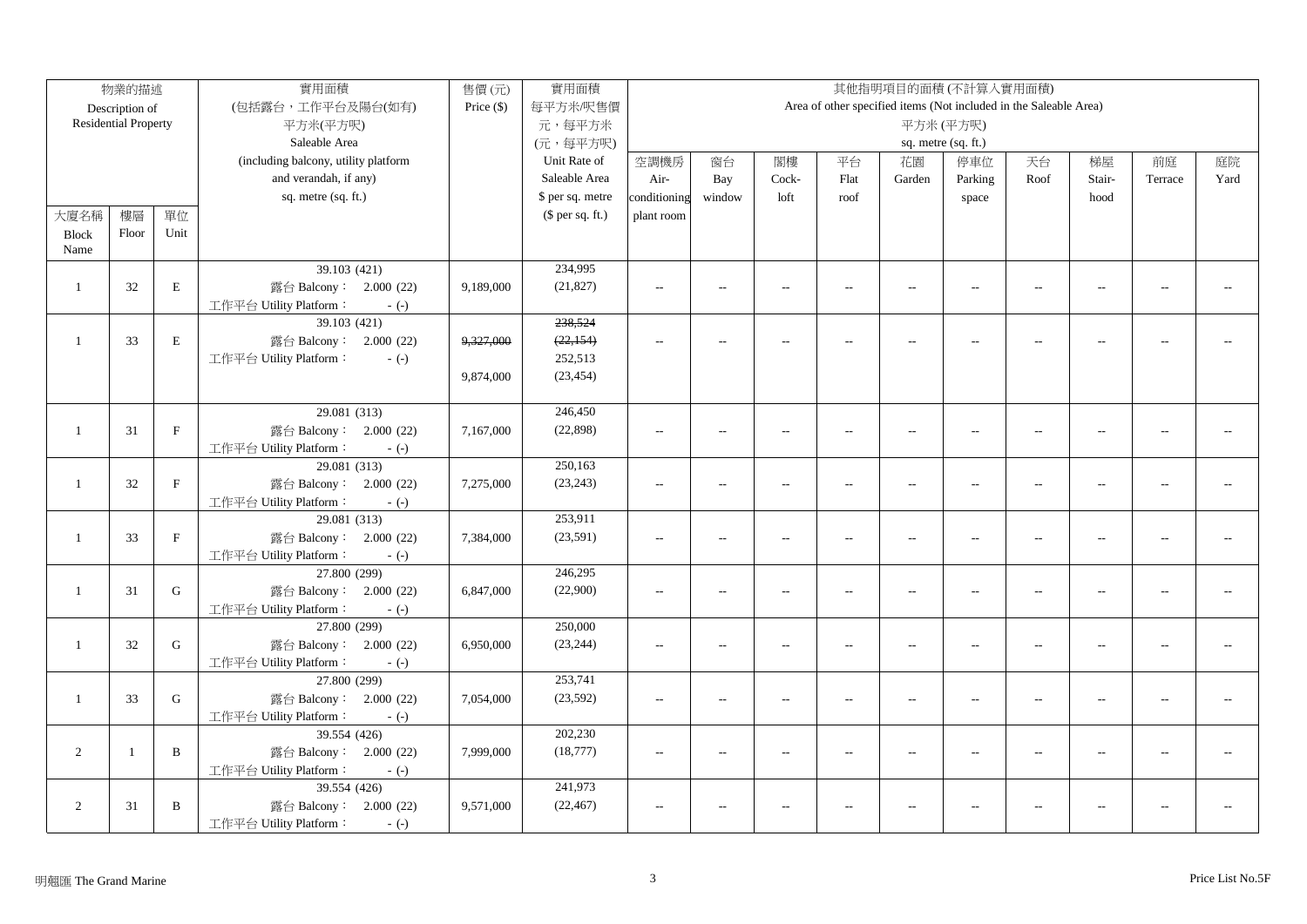| 物業的描述 Description of Residential Property | | | 實用面積 (包括露台，工作平台及陽台(如有) 平方米(平方呎) Saleable Area (including balcony, utility platform and verandah, if any) sq. metre (sq. ft.) | 售價 (元) Price ($) | 實用面積 每平方米/呎售價 元，每平方米 (元，每平方呎) Unit Rate of Saleable Area $ per sq. metre ($ per sq. ft.) | 其他指明項目的面積 (不計算入實用面積) Area of other specified items (Not included in the Saleable Area) 平方米 (平方呎) sq. metre (sq. ft.) | | | | | | | | | |
|---|---|---|---|---|---|---|---|---|---|---|---|---|---|---|---|
| 大廈名稱 Block Name | 樓層 Floor | 單位 Unit | | | | 空調機房 Air-conditioning plant room | 窗台 Bay window | 閣樓 Cock-loft | 平台 Flat roof | 花園 Garden | 停車位 Parking space | 天台 Roof | 梯屋 Stair-hood | 前庭 Terrace | 庭院 Yard |
| 1 | 32 | E | 39.103 (421) 露台 Balcony： 2.000 (22) 工作平台 Utility Platform： - (-) | 9,189,000 | 234,995 (21,827) | -- | -- | -- | -- | -- | -- | -- | -- | -- | -- |
| 1 | 33 | E | 39.103 (421) 露台 Balcony： 2.000 (22) 工作平台 Utility Platform： - (-) | ~~9,327,000~~ 9,874,000 | ~~238,524 (22,154)~~ 252,513 (23,454) | -- | -- | -- | -- | -- | -- | -- | -- | -- | -- |
| 1 | 31 | F | 29.081 (313) 露台 Balcony： 2.000 (22) 工作平台 Utility Platform： - (-) | 7,167,000 | 246,450 (22,898) | -- | -- | -- | -- | -- | -- | -- | -- | -- | -- |
| 1 | 32 | F | 29.081 (313) 露台 Balcony： 2.000 (22) 工作平台 Utility Platform： - (-) | 7,275,000 | 250,163 (23,243) | -- | -- | -- | -- | -- | -- | -- | -- | -- | -- |
| 1 | 33 | F | 29.081 (313) 露台 Balcony： 2.000 (22) 工作平台 Utility Platform： - (-) | 7,384,000 | 253,911 (23,591) | -- | -- | -- | -- | -- | -- | -- | -- | -- | -- |
| 1 | 31 | G | 27.800 (299) 露台 Balcony： 2.000 (22) 工作平台 Utility Platform： - (-) | 6,847,000 | 246,295 (22,900) | -- | -- | -- | -- | -- | -- | -- | -- | -- | -- |
| 1 | 32 | G | 27.800 (299) 露台 Balcony： 2.000 (22) 工作平台 Utility Platform： - (-) | 6,950,000 | 250,000 (23,244) | -- | -- | -- | -- | -- | -- | -- | -- | -- | -- |
| 1 | 33 | G | 27.800 (299) 露台 Balcony： 2.000 (22) 工作平台 Utility Platform： - (-) | 7,054,000 | 253,741 (23,592) | -- | -- | -- | -- | -- | -- | -- | -- | -- | -- |
| 2 | 1 | B | 39.554 (426) 露台 Balcony： 2.000 (22) 工作平台 Utility Platform： - (-) | 7,999,000 | 202,230 (18,777) | -- | -- | -- | -- | -- | -- | -- | -- | -- | -- |
| 2 | 31 | B | 39.554 (426) 露台 Balcony： 2.000 (22) 工作平台 Utility Platform： - (-) | 9,571,000 | 241,973 (22,467) | -- | -- | -- | -- | -- | -- | -- | -- | -- | -- |

明翹匯 The Grand Marine

Price List No.5F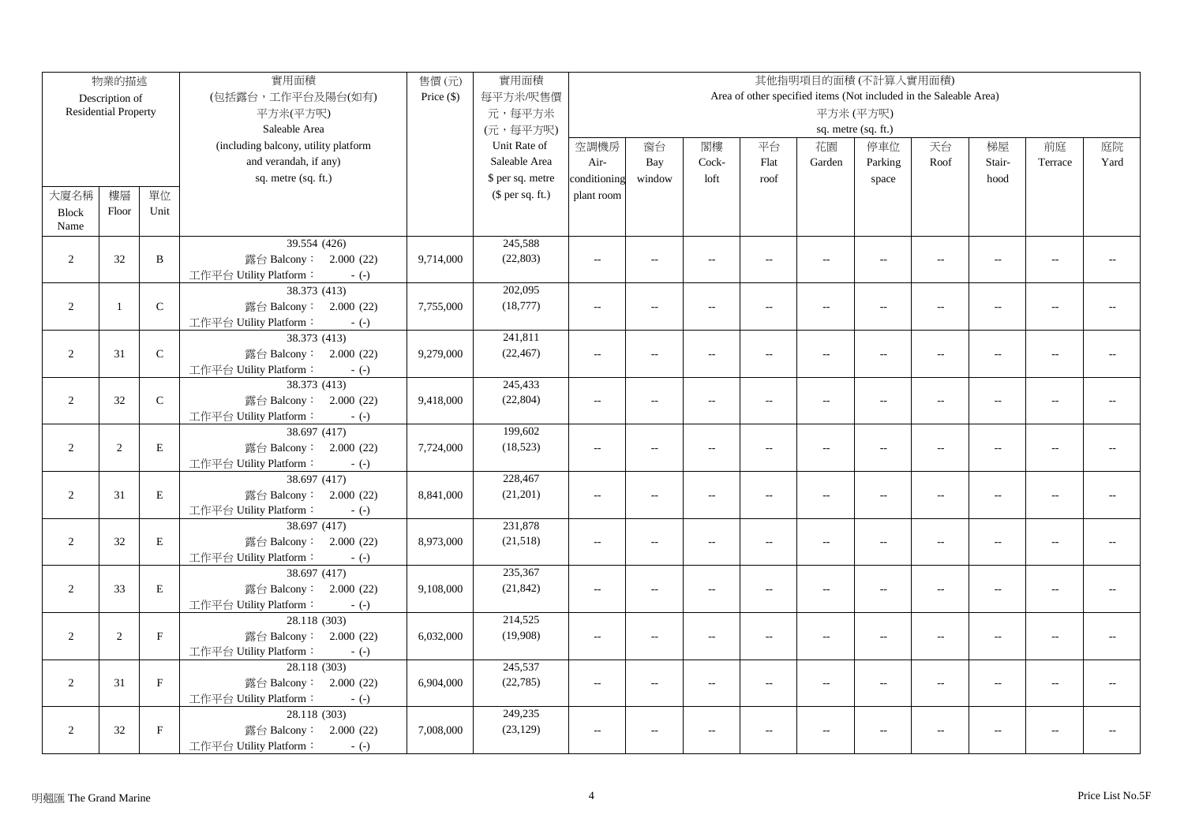| 物業的描述 Description of Residential Property | | | 實用面積 (包括露台，工作平台及陽台(如有) 平方米(平方呎) Saleable Area (including balcony, utility platform and verandah, if any) sq. metre (sq. ft.) | 售價 (元) Price ($) | 實用面積 每平方米/呎售價 元，每平方米 (元，每平方呎) Unit Rate of Saleable Area $ per sq. metre ($ per sq. ft.) | 其他指明項目的面積 (不計算入實用面積) Area of other specified items (Not included in the Saleable Area) 平方米 (平方呎) sq. metre (sq. ft.) | | | | | | | | | |
|---|---|---|---|---|---|---|---|---|---|---|---|---|---|---|---|
| 大廈名稱 Block Name | 樓層 Floor | 單位 Unit | | | | 空調機房 Air-conditioning plant room | 窗台 Bay window | 閣樓 Cock-loft | 平台 Flat roof | 花園 Garden | 停車位 Parking space | 天台 Roof | 梯屋 Stair-hood | 前庭 Terrace | 庭院 Yard |
| 2 | 32 | B | 39.554 (426) 露台 Balcony： 2.000 (22) 工作平台 Utility Platform： - (-) | 9,714,000 | 245,588 (22,803) | -- | -- | -- | -- | -- | -- | -- | -- | -- | -- |
| 2 | 1 | C | 38.373 (413) 露台 Balcony： 2.000 (22) 工作平台 Utility Platform： - (-) | 7,755,000 | 202,095 (18,777) | -- | -- | -- | -- | -- | -- | -- | -- | -- | -- |
| 2 | 31 | C | 38.373 (413) 露台 Balcony： 2.000 (22) 工作平台 Utility Platform： - (-) | 9,279,000 | 241,811 (22,467) | -- | -- | -- | -- | -- | -- | -- | -- | -- | -- |
| 2 | 32 | C | 38.373 (413) 露台 Balcony： 2.000 (22) 工作平台 Utility Platform： - (-) | 9,418,000 | 245,433 (22,804) | -- | -- | -- | -- | -- | -- | -- | -- | -- | -- |
| 2 | 2 | E | 38.697 (417) 露台 Balcony： 2.000 (22) 工作平台 Utility Platform： - (-) | 7,724,000 | 199,602 (18,523) | -- | -- | -- | -- | -- | -- | -- | -- | -- | -- |
| 2 | 31 | E | 38.697 (417) 露台 Balcony： 2.000 (22) 工作平台 Utility Platform： - (-) | 8,841,000 | 228,467 (21,201) | -- | -- | -- | -- | -- | -- | -- | -- | -- | -- |
| 2 | 32 | E | 38.697 (417) 露台 Balcony： 2.000 (22) 工作平台 Utility Platform： - (-) | 8,973,000 | 231,878 (21,518) | -- | -- | -- | -- | -- | -- | -- | -- | -- | -- |
| 2 | 33 | E | 38.697 (417) 露台 Balcony： 2.000 (22) 工作平台 Utility Platform： - (-) | 9,108,000 | 235,367 (21,842) | -- | -- | -- | -- | -- | -- | -- | -- | -- | -- |
| 2 | 2 | F | 28.118 (303) 露台 Balcony： 2.000 (22) 工作平台 Utility Platform： - (-) | 6,032,000 | 214,525 (19,908) | -- | -- | -- | -- | -- | -- | -- | -- | -- | -- |
| 2 | 31 | F | 28.118 (303) 露台 Balcony： 2.000 (22) 工作平台 Utility Platform： - (-) | 6,904,000 | 245,537 (22,785) | -- | -- | -- | -- | -- | -- | -- | -- | -- | -- |
| 2 | 32 | F | 28.118 (303) 露台 Balcony： 2.000 (22) 工作平台 Utility Platform： - (-) | 7,008,000 | 249,235 (23,129) | -- | -- | -- | -- | -- | -- | -- | -- | -- | -- |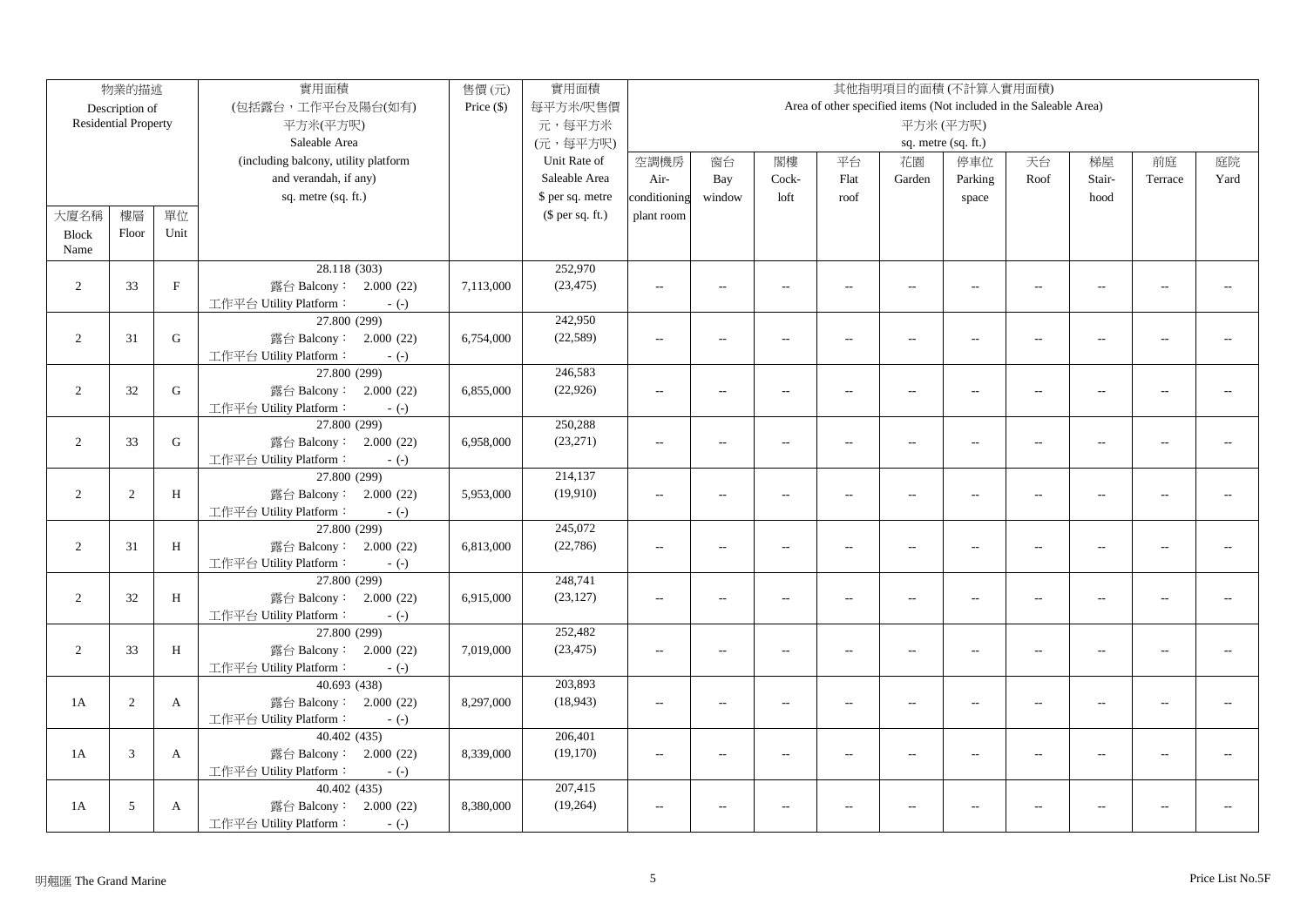| 物業的描述 Description of Residential Property | | | 實用面積 (包括露台，工作平台及陽台(如有) 平方米(平方呎) Saleable Area (including balcony, utility platform and verandah, if any) sq. metre (sq. ft.) | 售價 (元) Price ($) | 實用面積 每平方米/呎售價 元，每平方米 (元，每平方呎) Unit Rate of Saleable Area $ per sq. metre ($ per sq. ft.) | 其他指明項目的面積 (不計算入實用面積) Area of other specified items (Not included in the Saleable Area) 平方米 (平方呎) sq. metre (sq. ft.) | | | | | | | | | |
|---|---|---|---|---|---|---|---|---|---|---|---|---|---|---|---|
| 大廈名稱 Block Name | 樓層 Floor | 單位 Unit | | | | 空調機房 Air-conditioning plant room | 窗台 Bay window | 閣樓 Cock-loft | 平台 Flat roof | 花園 Garden | 停車位 Parking space | 天台 Roof | 梯屋 Stair-hood | 前庭 Terrace | 庭院 Yard |
| 2 | 33 | F | 28.118 (303) 露台 Balcony： 2.000 (22) 工作平台 Utility Platform： - (-) | 7,113,000 | 252,970 (23,475) | -- | -- | -- | -- | -- | -- | -- | -- | -- | -- |
| 2 | 31 | G | 27.800 (299) 露台 Balcony： 2.000 (22) 工作平台 Utility Platform： - (-) | 6,754,000 | 242,950 (22,589) | -- | -- | -- | -- | -- | -- | -- | -- | -- | -- |
| 2 | 32 | G | 27.800 (299) 露台 Balcony： 2.000 (22) 工作平台 Utility Platform： - (-) | 6,855,000 | 246,583 (22,926) | -- | -- | -- | -- | -- | -- | -- | -- | -- | -- |
| 2 | 33 | G | 27.800 (299) 露台 Balcony： 2.000 (22) 工作平台 Utility Platform： - (-) | 6,958,000 | 250,288 (23,271) | -- | -- | -- | -- | -- | -- | -- | -- | -- | -- |
| 2 | 2 | H | 27.800 (299) 露台 Balcony： 2.000 (22) 工作平台 Utility Platform： - (-) | 5,953,000 | 214,137 (19,910) | -- | -- | -- | -- | -- | -- | -- | -- | -- | -- |
| 2 | 31 | H | 27.800 (299) 露台 Balcony： 2.000 (22) 工作平台 Utility Platform： - (-) | 6,813,000 | 245,072 (22,786) | -- | -- | -- | -- | -- | -- | -- | -- | -- | -- |
| 2 | 32 | H | 27.800 (299) 露台 Balcony： 2.000 (22) 工作平台 Utility Platform： - (-) | 6,915,000 | 248,741 (23,127) | -- | -- | -- | -- | -- | -- | -- | -- | -- | -- |
| 2 | 33 | H | 27.800 (299) 露台 Balcony： 2.000 (22) 工作平台 Utility Platform： - (-) | 7,019,000 | 252,482 (23,475) | -- | -- | -- | -- | -- | -- | -- | -- | -- | -- |
| 1A | 2 | A | 40.693 (438) 露台 Balcony： 2.000 (22) 工作平台 Utility Platform： - (-) | 8,297,000 | 203,893 (18,943) | -- | -- | -- | -- | -- | -- | -- | -- | -- | -- |
| 1A | 3 | A | 40.402 (435) 露台 Balcony： 2.000 (22) 工作平台 Utility Platform： - (-) | 8,339,000 | 206,401 (19,170) | -- | -- | -- | -- | -- | -- | -- | -- | -- | -- |
| 1A | 5 | A | 40.402 (435) 露台 Balcony： 2.000 (22) 工作平台 Utility Platform： - (-) | 8,380,000 | 207,415 (19,264) | -- | -- | -- | -- | -- | -- | -- | -- | -- | -- |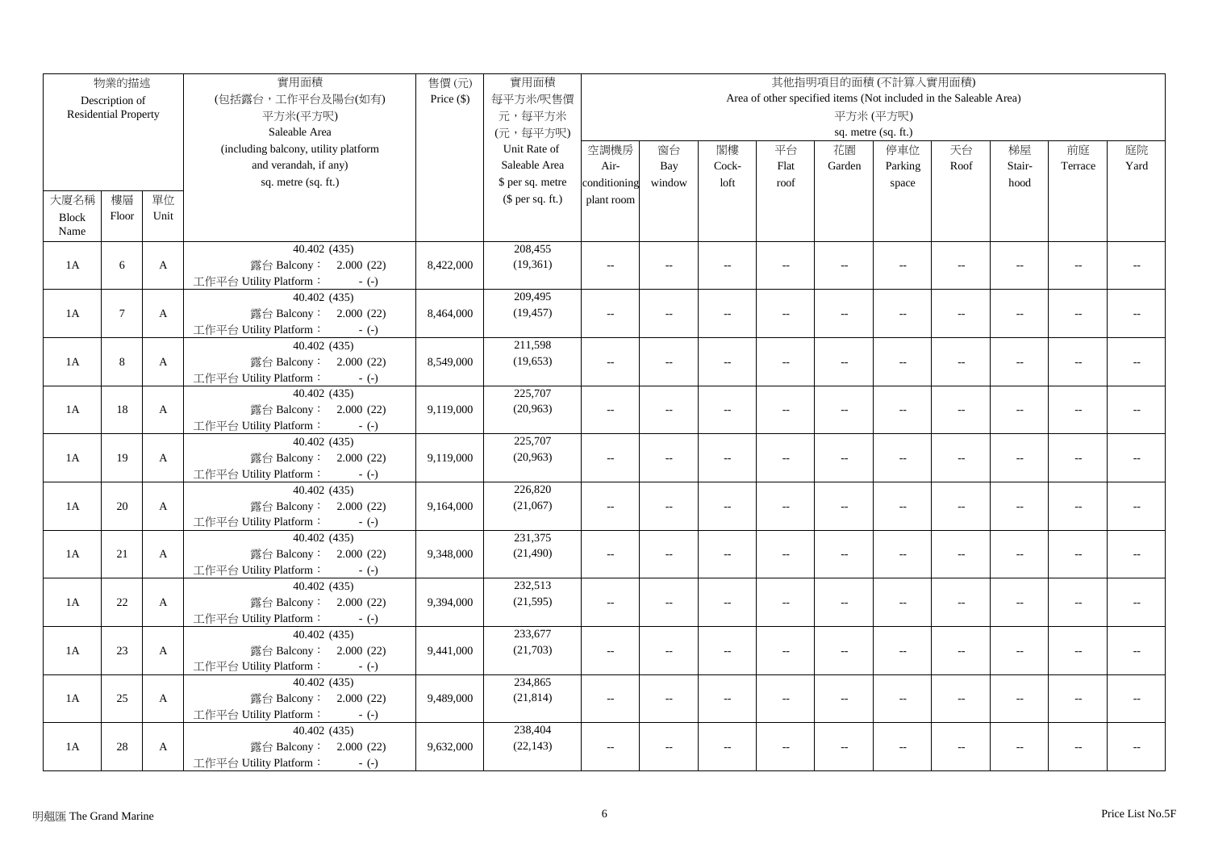| 物業的描述 Description of Residential Property | | | 實用面積 (包括露台，工作平台及陽台(如有) 平方米(平方呎) Saleable Area (including balcony, utility platform and verandah, if any) sq. metre (sq. ft.) | 售價 (元) Price ($) | 實用面積 每平方米/呎售價 元，每平方米 (元，每平方呎) Unit Rate of Saleable Area $ per sq. metre ($ per sq. ft.) | 其他指明項目的面積 (不計算入實用面積) Area of other specified items (Not included in the Saleable Area) 平方米 (平方呎) sq. metre (sq. ft.) | | | | | | | | | |
|---|---|---|---|---|---|---|---|---|---|---|---|---|---|---|---|
| 大廈名稱 Block Name | 樓層 Floor | 單位 Unit | | | | 空調機房 Air-conditioning plant room | 窗台 Bay window | 閣樓 Cock-loft | 平台 Flat roof | 花園 Garden | 停車位 Parking space | 天台 Roof | 梯屋 Stair-hood | 前庭 Terrace | 庭院 Yard |
| 1A | 6 | A | 40.402 (435) 露台 Balcony： 2.000 (22) 工作平台 Utility Platform： - (-) | 8,422,000 | 208,455 (19,361) | -- | -- | -- | -- | -- | -- | -- | -- | -- | -- |
| 1A | 7 | A | 40.402 (435) 露台 Balcony： 2.000 (22) 工作平台 Utility Platform： - (-) | 8,464,000 | 209,495 (19,457) | -- | -- | -- | -- | -- | -- | -- | -- | -- | -- |
| 1A | 8 | A | 40.402 (435) 露台 Balcony： 2.000 (22) 工作平台 Utility Platform： - (-) | 8,549,000 | 211,598 (19,653) | -- | -- | -- | -- | -- | -- | -- | -- | -- | -- |
| 1A | 18 | A | 40.402 (435) 露台 Balcony： 2.000 (22) 工作平台 Utility Platform： - (-) | 9,119,000 | 225,707 (20,963) | -- | -- | -- | -- | -- | -- | -- | -- | -- | -- |
| 1A | 19 | A | 40.402 (435) 露台 Balcony： 2.000 (22) 工作平台 Utility Platform： - (-) | 9,119,000 | 225,707 (20,963) | -- | -- | -- | -- | -- | -- | -- | -- | -- | -- |
| 1A | 20 | A | 40.402 (435) 露台 Balcony： 2.000 (22) 工作平台 Utility Platform： - (-) | 9,164,000 | 226,820 (21,067) | -- | -- | -- | -- | -- | -- | -- | -- | -- | -- |
| 1A | 21 | A | 40.402 (435) 露台 Balcony： 2.000 (22) 工作平台 Utility Platform： - (-) | 9,348,000 | 231,375 (21,490) | -- | -- | -- | -- | -- | -- | -- | -- | -- | -- |
| 1A | 22 | A | 40.402 (435) 露台 Balcony： 2.000 (22) 工作平台 Utility Platform： - (-) | 9,394,000 | 232,513 (21,595) | -- | -- | -- | -- | -- | -- | -- | -- | -- | -- |
| 1A | 23 | A | 40.402 (435) 露台 Balcony： 2.000 (22) 工作平台 Utility Platform： - (-) | 9,441,000 | 233,677 (21,703) | -- | -- | -- | -- | -- | -- | -- | -- | -- | -- |
| 1A | 25 | A | 40.402 (435) 露台 Balcony： 2.000 (22) 工作平台 Utility Platform： - (-) | 9,489,000 | 234,865 (21,814) | -- | -- | -- | -- | -- | -- | -- | -- | -- | -- |
| 1A | 28 | A | 40.402 (435) 露台 Balcony： 2.000 (22) 工作平台 Utility Platform： - (-) | 9,632,000 | 238,404 (22,143) | -- | -- | -- | -- | -- | -- | -- | -- | -- | -- |

明翹匯 The Grand Marine

Price List No.5F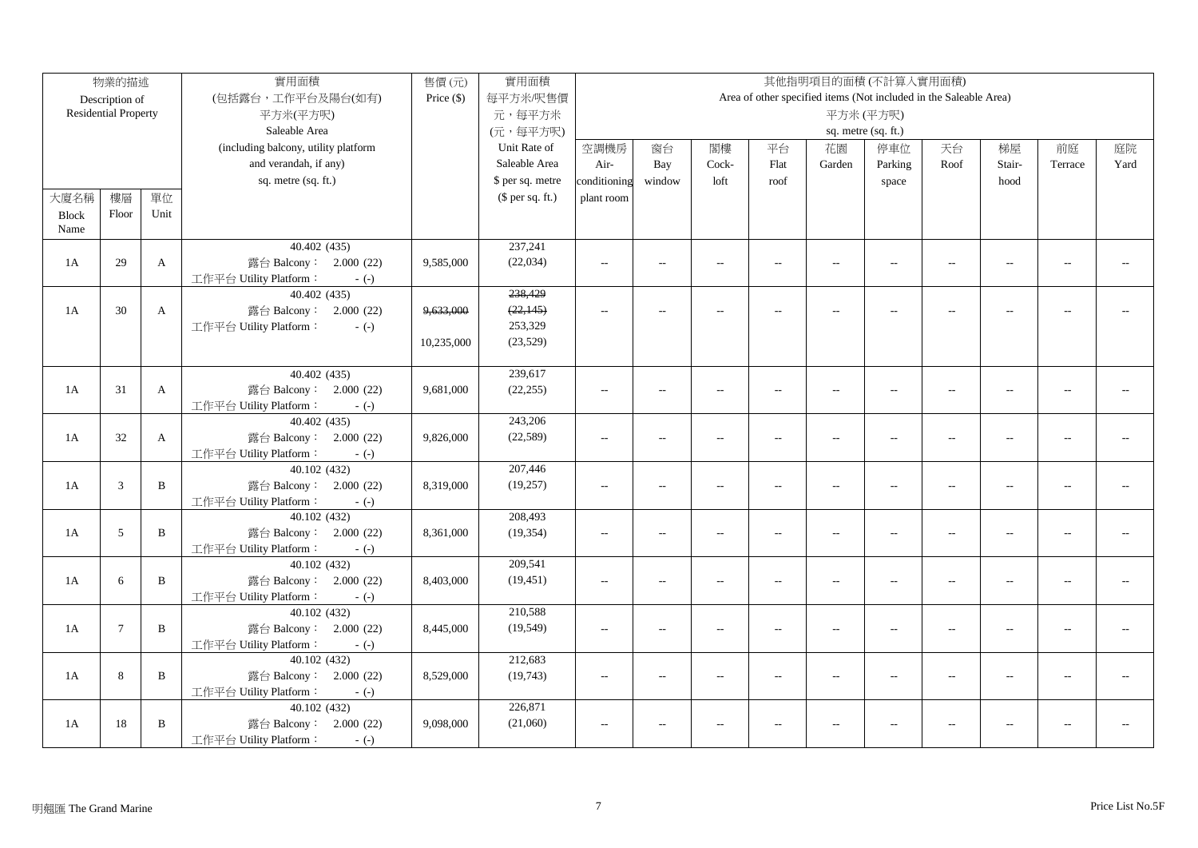| 物業的描述 Description of Residential Property | | | 實用面積 (包括露台，工作平台及陽台(如有) 平方米(平方呎) Saleable Area (including balcony, utility platform and verandah, if any) sq. metre (sq. ft.) | 售價 (元) Price ($) | 實用面積 每平方米/呎售價 元，每平方米 (元，每平方呎) Unit Rate of Saleable Area $ per sq. metre ($ per sq. ft.) | 其他指明項目的面積 (不計算入實用面積) Area of other specified items (Not included in the Saleable Area) 平方米 (平方呎) sq. metre (sq. ft.) | | | | | | | | | |
|---|---|---|---|---|---|---|---|---|---|---|---|---|---|---|---|
| 大廈名稱 Block Name | 樓層 Floor | 單位 Unit | | | | 空調機房 Air-conditioning plant room | 窗台 Bay window | 閣樓 Cock-loft | 平台 Flat roof | 花園 Garden | 停車位 Parking space | 天台 Roof | 梯屋 Stair-hood | 前庭 Terrace | 庭院 Yard |
| 1A | 29 | A | 40.402 (435) 露台 Balcony： 2.000 (22) 工作平台 Utility Platform： - (-) | 9,585,000 | 237,241 (22,034) | -- | -- | -- | -- | -- | -- | -- | -- | -- | -- |
| 1A | 30 | A | 40.402 (435) 露台 Balcony： 2.000 (22) 工作平台 Utility Platform： - (-) | ~~9,633,000~~ 10,235,000 | ~~238,429~~ ~~(22,145)~~ 253,329 (23,529) | -- | -- | -- | -- | -- | -- | -- | -- | -- | -- |
| 1A | 31 | A | 40.402 (435) 露台 Balcony： 2.000 (22) 工作平台 Utility Platform： - (-) | 9,681,000 | 239,617 (22,255) | -- | -- | -- | -- | -- | -- | -- | -- | -- | -- |
| 1A | 32 | A | 40.402 (435) 露台 Balcony： 2.000 (22) 工作平台 Utility Platform： - (-) | 9,826,000 | 243,206 (22,589) | -- | -- | -- | -- | -- | -- | -- | -- | -- | -- |
| 1A | 3 | B | 40.102 (432) 露台 Balcony： 2.000 (22) 工作平台 Utility Platform： - (-) | 8,319,000 | 207,446 (19,257) | -- | -- | -- | -- | -- | -- | -- | -- | -- | -- |
| 1A | 5 | B | 40.102 (432) 露台 Balcony： 2.000 (22) 工作平台 Utility Platform： - (-) | 8,361,000 | 208,493 (19,354) | -- | -- | -- | -- | -- | -- | -- | -- | -- | -- |
| 1A | 6 | B | 40.102 (432) 露台 Balcony： 2.000 (22) 工作平台 Utility Platform： - (-) | 8,403,000 | 209,541 (19,451) | -- | -- | -- | -- | -- | -- | -- | -- | -- | -- |
| 1A | 7 | B | 40.102 (432) 露台 Balcony： 2.000 (22) 工作平台 Utility Platform： - (-) | 8,445,000 | 210,588 (19,549) | -- | -- | -- | -- | -- | -- | -- | -- | -- | -- |
| 1A | 8 | B | 40.102 (432) 露台 Balcony： 2.000 (22) 工作平台 Utility Platform： - (-) | 8,529,000 | 212,683 (19,743) | -- | -- | -- | -- | -- | -- | -- | -- | -- | -- |
| 1A | 18 | B | 40.102 (432) 露台 Balcony： 2.000 (22) 工作平台 Utility Platform： - (-) | 9,098,000 | 226,871 (21,060) | -- | -- | -- | -- | -- | -- | -- | -- | -- | -- |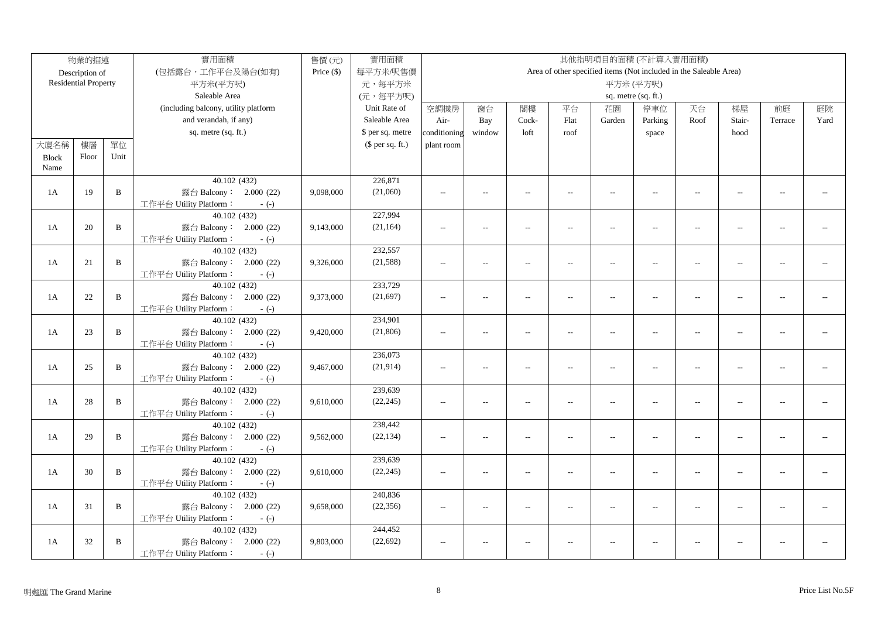| 物業的描述 Description of Residential Property | | | 實用面積 (包括露台，工作平台及陽台(如有) 平方米(平方呎) Saleable Area (including balcony, utility platform and verandah, if any) sq. metre (sq. ft.) | 售價 (元) Price ($) | 實用面積 每平方米/呎售價 元，每平方米 (元，每平方呎) Unit Rate of Saleable Area $ per sq. metre ($ per sq. ft.) | 其他指明項目的面積 (不計算入實用面積) Area of other specified items (Not included in the Saleable Area) 平方米 (平方呎) sq. metre (sq. ft.) | | | | | | | | | |
|---|---|---|---|---|---|---|---|---|---|---|---|---|---|---|---|
| 大廈名稱 Block Name | 樓層 Floor | 單位 Unit | | | | 空調機房 Air-conditioning plant room | 窗台 Bay window | 閣樓 Cock-loft | 平台 Flat roof | 花園 Garden | 停車位 Parking space | 天台 Roof | 梯屋 Stair-hood | 前庭 Terrace | 庭院 Yard |
| 1A | 19 | B | 40.102 (432) 露台 Balcony： 2.000 (22) 工作平台 Utility Platform： - (-) | 9,098,000 | 226,871 (21,060) | -- | -- | -- | -- | -- | -- | -- | -- | -- | -- |
| 1A | 20 | B | 40.102 (432) 露台 Balcony： 2.000 (22) 工作平台 Utility Platform： - (-) | 9,143,000 | 227,994 (21,164) | -- | -- | -- | -- | -- | -- | -- | -- | -- | -- |
| 1A | 21 | B | 40.102 (432) 露台 Balcony： 2.000 (22) 工作平台 Utility Platform： - (-) | 9,326,000 | 232,557 (21,588) | -- | -- | -- | -- | -- | -- | -- | -- | -- | -- |
| 1A | 22 | B | 40.102 (432) 露台 Balcony： 2.000 (22) 工作平台 Utility Platform： - (-) | 9,373,000 | 233,729 (21,697) | -- | -- | -- | -- | -- | -- | -- | -- | -- | -- |
| 1A | 23 | B | 40.102 (432) 露台 Balcony： 2.000 (22) 工作平台 Utility Platform： - (-) | 9,420,000 | 234,901 (21,806) | -- | -- | -- | -- | -- | -- | -- | -- | -- | -- |
| 1A | 25 | B | 40.102 (432) 露台 Balcony： 2.000 (22) 工作平台 Utility Platform： - (-) | 9,467,000 | 236,073 (21,914) | -- | -- | -- | -- | -- | -- | -- | -- | -- | -- |
| 1A | 28 | B | 40.102 (432) 露台 Balcony： 2.000 (22) 工作平台 Utility Platform： - (-) | 9,610,000 | 239,639 (22,245) | -- | -- | -- | -- | -- | -- | -- | -- | -- | -- |
| 1A | 29 | B | 40.102 (432) 露台 Balcony： 2.000 (22) 工作平台 Utility Platform： - (-) | 9,562,000 | 238,442 (22,134) | -- | -- | -- | -- | -- | -- | -- | -- | -- | -- |
| 1A | 30 | B | 40.102 (432) 露台 Balcony： 2.000 (22) 工作平台 Utility Platform： - (-) | 9,610,000 | 239,639 (22,245) | -- | -- | -- | -- | -- | -- | -- | -- | -- | -- |
| 1A | 31 | B | 40.102 (432) 露台 Balcony： 2.000 (22) 工作平台 Utility Platform： - (-) | 9,658,000 | 240,836 (22,356) | -- | -- | -- | -- | -- | -- | -- | -- | -- | -- |
| 1A | 32 | B | 40.102 (432) 露台 Balcony： 2.000 (22) 工作平台 Utility Platform： - (-) | 9,803,000 | 244,452 (22,692) | -- | -- | -- | -- | -- | -- | -- | -- | -- | -- |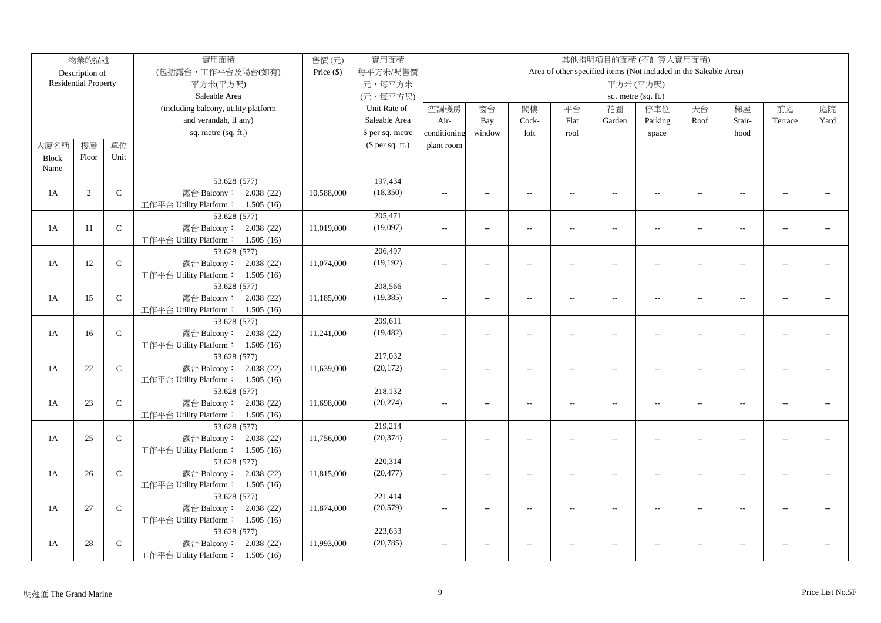| 物業的描述 Description of Residential Property | | | 實用面積 (包括露台，工作平台及陽台(如有) 平方米(平方呎) Saleable Area (including balcony, utility platform and verandah, if any) sq. metre (sq. ft.) | 售價 (元) Price ($) | 實用面積 每平方米/呎售價 元，每平方米 (元，每平方呎) Unit Rate of Saleable Area $ per sq. metre ($ per sq. ft.) | 其他指明項目的面積 (不計算入實用面積) Area of other specified items (Not included in the Saleable Area) 平方米 (平方呎) sq. metre (sq. ft.) | | | | | | | | | |
|---|---|---|---|---|---|---|---|---|---|---|---|---|---|---|---|
| 大廈名稱 Block Name | 樓層 Floor | 單位 Unit | | | | 空調機房 Air-conditioning plant room | 窗台 Bay window | 閣樓 Cock-loft | 平台 Flat roof | 花園 Garden | 停車位 Parking space | 天台 Roof | 梯屋 Stair-hood | 前庭 Terrace | 庭院 Yard |
| 1A | 2 | C | 53.628 (577) 露台 Balcony： 2.038 (22) 工作平台 Utility Platform： 1.505 (16) | 10,588,000 | 197,434 (18,350) | -- | -- | -- | -- | -- | -- | -- | -- | -- | -- |
| 1A | 11 | C | 53.628 (577) 露台 Balcony： 2.038 (22) 工作平台 Utility Platform： 1.505 (16) | 11,019,000 | 205,471 (19,097) | -- | -- | -- | -- | -- | -- | -- | -- | -- | -- |
| 1A | 12 | C | 53.628 (577) 露台 Balcony： 2.038 (22) 工作平台 Utility Platform： 1.505 (16) | 11,074,000 | 206,497 (19,192) | -- | -- | -- | -- | -- | -- | -- | -- | -- | -- |
| 1A | 15 | C | 53.628 (577) 露台 Balcony： 2.038 (22) 工作平台 Utility Platform： 1.505 (16) | 11,185,000 | 208,566 (19,385) | -- | -- | -- | -- | -- | -- | -- | -- | -- | -- |
| 1A | 16 | C | 53.628 (577) 露台 Balcony： 2.038 (22) 工作平台 Utility Platform： 1.505 (16) | 11,241,000 | 209,611 (19,482) | -- | -- | -- | -- | -- | -- | -- | -- | -- | -- |
| 1A | 22 | C | 53.628 (577) 露台 Balcony： 2.038 (22) 工作平台 Utility Platform： 1.505 (16) | 11,639,000 | 217,032 (20,172) | -- | -- | -- | -- | -- | -- | -- | -- | -- | -- |
| 1A | 23 | C | 53.628 (577) 露台 Balcony： 2.038 (22) 工作平台 Utility Platform： 1.505 (16) | 11,698,000 | 218,132 (20,274) | -- | -- | -- | -- | -- | -- | -- | -- | -- | -- |
| 1A | 25 | C | 53.628 (577) 露台 Balcony： 2.038 (22) 工作平台 Utility Platform： 1.505 (16) | 11,756,000 | 219,214 (20,374) | -- | -- | -- | -- | -- | -- | -- | -- | -- | -- |
| 1A | 26 | C | 53.628 (577) 露台 Balcony： 2.038 (22) 工作平台 Utility Platform： 1.505 (16) | 11,815,000 | 220,314 (20,477) | -- | -- | -- | -- | -- | -- | -- | -- | -- | -- |
| 1A | 27 | C | 53.628 (577) 露台 Balcony： 2.038 (22) 工作平台 Utility Platform： 1.505 (16) | 11,874,000 | 221,414 (20,579) | -- | -- | -- | -- | -- | -- | -- | -- | -- | -- |
| 1A | 28 | C | 53.628 (577) 露台 Balcony： 2.038 (22) 工作平台 Utility Platform： 1.505 (16) | 11,993,000 | 223,633 (20,785) | -- | -- | -- | -- | -- | -- | -- | -- | -- | -- |

明翹匯 The Grand Marine

Price List No.5F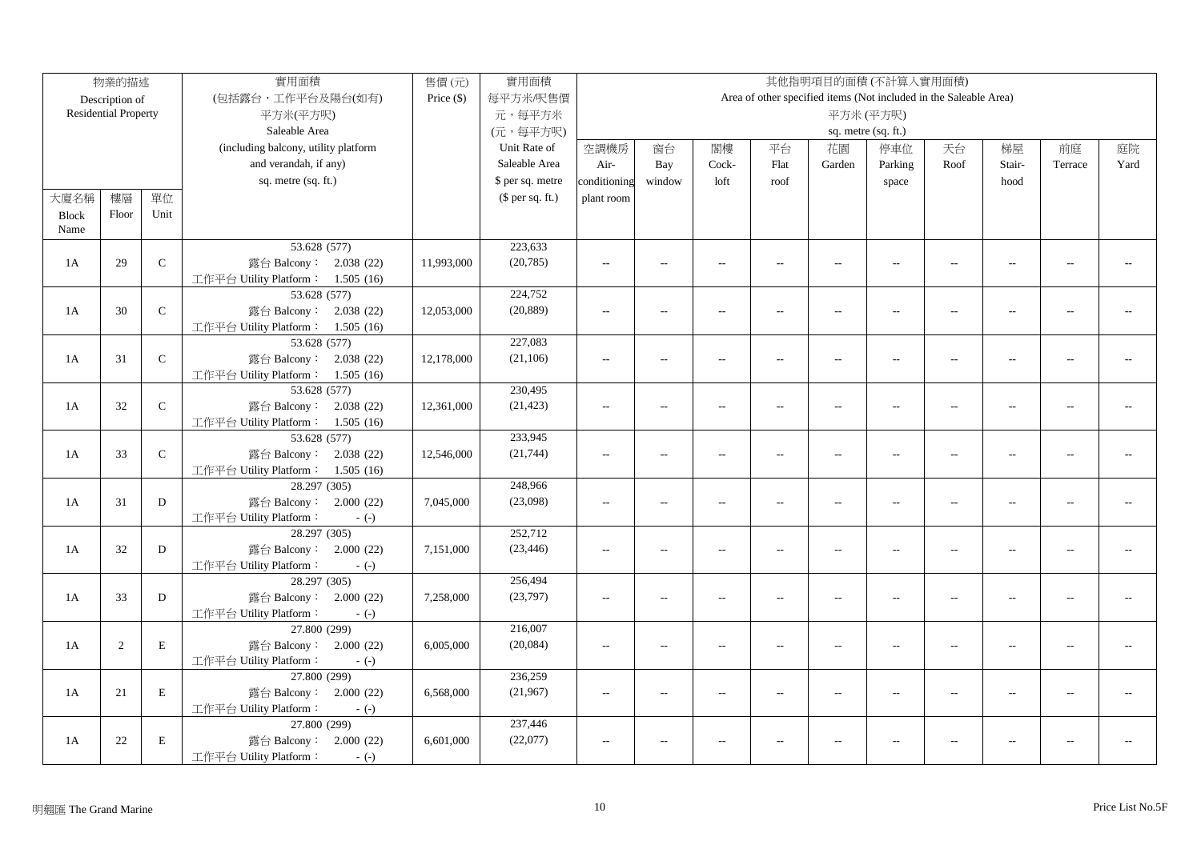| 物業的描述 Description of Residential Property | | | 實用面積 (包括露台，工作平台及陽台(如有) 平方米(平方呎) Saleable Area (including balcony, utility platform and verandah, if any) sq. metre (sq. ft.) | 售價 (元) Price ($) | 實用面積 每平方米/呎售價 元，每平方米 (元，每平方呎) Unit Rate of Saleable Area $ per sq. metre ($ per sq. ft.) | 其他指明項目的面積 (不計算入實用面積) Area of other specified items (Not included in the Saleable Area) 平方米 (平方呎) sq. metre (sq. ft.) | | | | | | | | | |
|---|---|---|---|---|---|---|---|---|---|---|---|---|---|---|---|
| 大廈名稱 Block Name | 樓層 Floor | 單位 Unit | | | | 空調機房 Air-conditioning plant room | 窗台 Bay window | 閣樓 Cock-loft | 平台 Flat roof | 花園 Garden | 停車位 Parking space | 天台 Roof | 梯屋 Stair-hood | 前庭 Terrace | 庭院 Yard |
| 1A | 29 | C | 53.628 (577) 露台 Balcony： 2.038 (22) 工作平台 Utility Platform： 1.505 (16) | 11,993,000 | 223,633 (20,785) | -- | -- | -- | -- | -- | -- | -- | -- | -- | -- |
| 1A | 30 | C | 53.628 (577) 露台 Balcony： 2.038 (22) 工作平台 Utility Platform： 1.505 (16) | 12,053,000 | 224,752 (20,889) | -- | -- | -- | -- | -- | -- | -- | -- | -- | -- |
| 1A | 31 | C | 53.628 (577) 露台 Balcony： 2.038 (22) 工作平台 Utility Platform： 1.505 (16) | 12,178,000 | 227,083 (21,106) | -- | -- | -- | -- | -- | -- | -- | -- | -- | -- |
| 1A | 32 | C | 53.628 (577) 露台 Balcony： 2.038 (22) 工作平台 Utility Platform： 1.505 (16) | 12,361,000 | 230,495 (21,423) | -- | -- | -- | -- | -- | -- | -- | -- | -- | -- |
| 1A | 33 | C | 53.628 (577) 露台 Balcony： 2.038 (22) 工作平台 Utility Platform： 1.505 (16) | 12,546,000 | 233,945 (21,744) | -- | -- | -- | -- | -- | -- | -- | -- | -- | -- |
| 1A | 31 | D | 28.297 (305) 露台 Balcony： 2.000 (22) 工作平台 Utility Platform： - (-) | 7,045,000 | 248,966 (23,098) | -- | -- | -- | -- | -- | -- | -- | -- | -- | -- |
| 1A | 32 | D | 28.297 (305) 露台 Balcony： 2.000 (22) 工作平台 Utility Platform： - (-) | 7,151,000 | 252,712 (23,446) | -- | -- | -- | -- | -- | -- | -- | -- | -- | -- |
| 1A | 33 | D | 28.297 (305) 露台 Balcony： 2.000 (22) 工作平台 Utility Platform： - (-) | 7,258,000 | 256,494 (23,797) | -- | -- | -- | -- | -- | -- | -- | -- | -- | -- |
| 1A | 2 | E | 27.800 (299) 露台 Balcony： 2.000 (22) 工作平台 Utility Platform： - (-) | 6,005,000 | 216,007 (20,084) | -- | -- | -- | -- | -- | -- | -- | -- | -- | -- |
| 1A | 21 | E | 27.800 (299) 露台 Balcony： 2.000 (22) 工作平台 Utility Platform： - (-) | 6,568,000 | 236,259 (21,967) | -- | -- | -- | -- | -- | -- | -- | -- | -- | -- |
| 1A | 22 | E | 27.800 (299) 露台 Balcony： 2.000 (22) 工作平台 Utility Platform： - (-) | 6,601,000 | 237,446 (22,077) | -- | -- | -- | -- | -- | -- | -- | -- | -- | -- |

明翹匯 The Grand Marine

Price List No.5F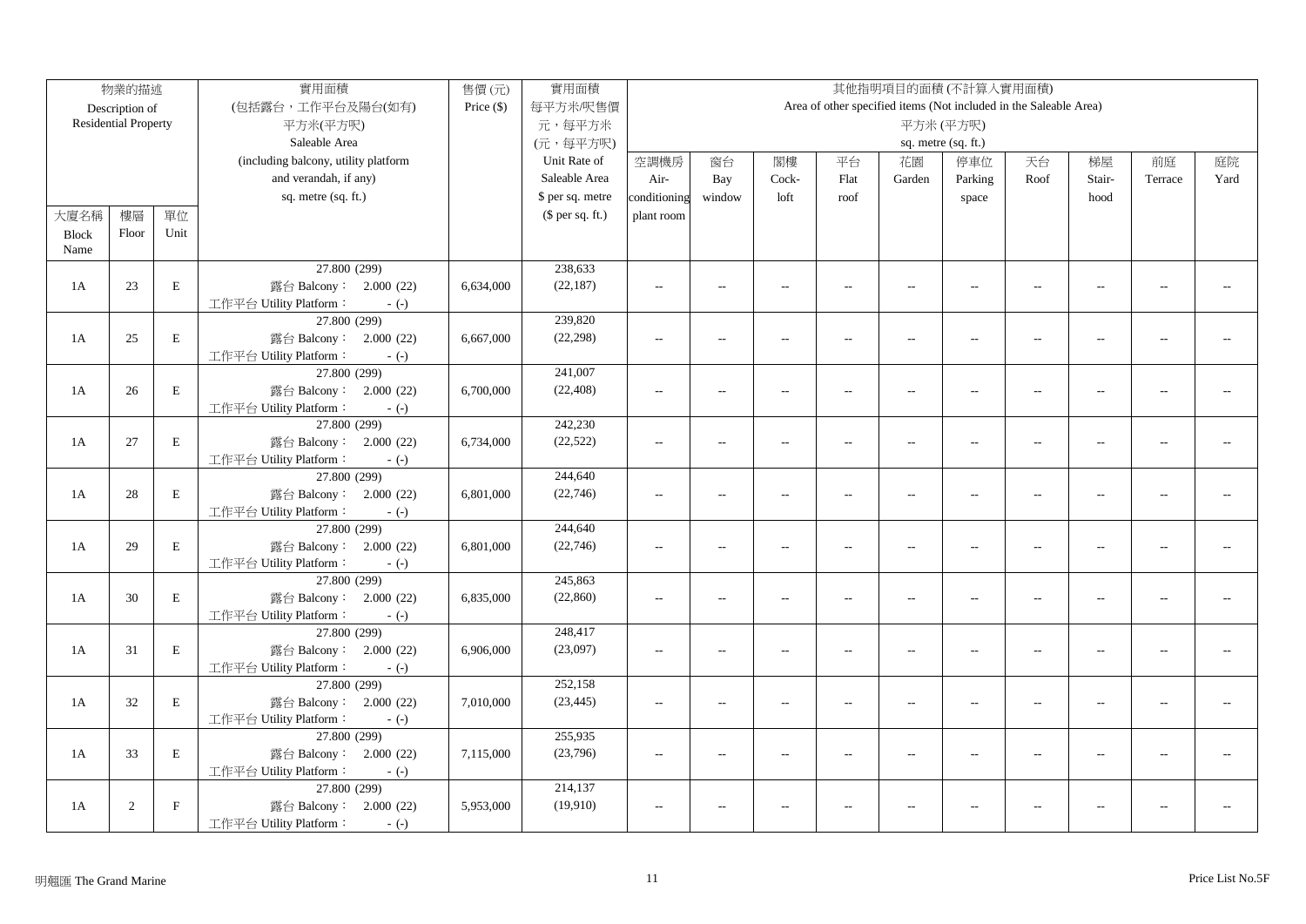| 物業的描述 Description of Residential Property | | | 實用面積 (包括露台，工作平台及陽台(如有) 平方米(平方呎) Saleable Area (including balcony, utility platform and verandah, if any) sq. metre (sq. ft.) | 售價 (元) Price ($) | 實用面積 每平方米/呎售價 元，每平方米 (元，每平方呎) Unit Rate of Saleable Area $ per sq. metre ($ per sq. ft.) | 其他指明項目的面積 (不計算入實用面積) Area of other specified items (Not included in the Saleable Area) 平方米 (平方呎) sq. metre (sq. ft.) | | | | | | | | | |
|---|---|---|---|---|---|---|---|---|---|---|---|---|---|---|---|
| 大廈名稱 Block Name | 樓層 Floor | 單位 Unit | | | | 空調機房 Air-conditioning plant room | 窗台 Bay window | 閣樓 Cock-loft | 平台 Flat roof | 花園 Garden | 停車位 Parking space | 天台 Roof | 梯屋 Stair-hood | 前庭 Terrace | 庭院 Yard |
| 1A | 23 | E | 27.800 (299) 露台 Balcony： 2.000 (22) 工作平台 Utility Platform： - (-) | 6,634,000 | 238,633 (22,187) | -- | -- | -- | -- | -- | -- | -- | -- | -- | -- |
| 1A | 25 | E | 27.800 (299) 露台 Balcony： 2.000 (22) 工作平台 Utility Platform： - (-) | 6,667,000 | 239,820 (22,298) | -- | -- | -- | -- | -- | -- | -- | -- | -- | -- |
| 1A | 26 | E | 27.800 (299) 露台 Balcony： 2.000 (22) 工作平台 Utility Platform： - (-) | 6,700,000 | 241,007 (22,408) | -- | -- | -- | -- | -- | -- | -- | -- | -- | -- |
| 1A | 27 | E | 27.800 (299) 露台 Balcony： 2.000 (22) 工作平台 Utility Platform： - (-) | 6,734,000 | 242,230 (22,522) | -- | -- | -- | -- | -- | -- | -- | -- | -- | -- |
| 1A | 28 | E | 27.800 (299) 露台 Balcony： 2.000 (22) 工作平台 Utility Platform： - (-) | 6,801,000 | 244,640 (22,746) | -- | -- | -- | -- | -- | -- | -- | -- | -- | -- |
| 1A | 29 | E | 27.800 (299) 露台 Balcony： 2.000 (22) 工作平台 Utility Platform： - (-) | 6,801,000 | 244,640 (22,746) | -- | -- | -- | -- | -- | -- | -- | -- | -- | -- |
| 1A | 30 | E | 27.800 (299) 露台 Balcony： 2.000 (22) 工作平台 Utility Platform： - (-) | 6,835,000 | 245,863 (22,860) | -- | -- | -- | -- | -- | -- | -- | -- | -- | -- |
| 1A | 31 | E | 27.800 (299) 露台 Balcony： 2.000 (22) 工作平台 Utility Platform： - (-) | 6,906,000 | 248,417 (23,097) | -- | -- | -- | -- | -- | -- | -- | -- | -- | -- |
| 1A | 32 | E | 27.800 (299) 露台 Balcony： 2.000 (22) 工作平台 Utility Platform： - (-) | 7,010,000 | 252,158 (23,445) | -- | -- | -- | -- | -- | -- | -- | -- | -- | -- |
| 1A | 33 | E | 27.800 (299) 露台 Balcony： 2.000 (22) 工作平台 Utility Platform： - (-) | 7,115,000 | 255,935 (23,796) | -- | -- | -- | -- | -- | -- | -- | -- | -- | -- |
| 1A | 2 | F | 27.800 (299) 露台 Balcony： 2.000 (22) 工作平台 Utility Platform： - (-) | 5,953,000 | 214,137 (19,910) | -- | -- | -- | -- | -- | -- | -- | -- | -- | -- |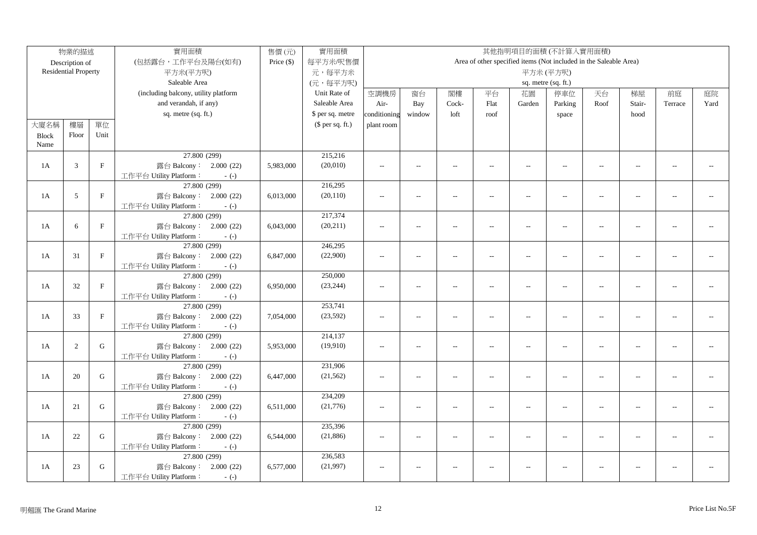| 物業的描述 Description of Residential Property | | | 實用面積 (包括露台，工作平台及陽台(如有) 平方米(平方呎) Saleable Area (including balcony, utility platform and verandah, if any) sq. metre (sq. ft.) | 售價 (元) Price ($) | 實用面積 每平方米/呎售價 元，每平方米 (元，每平方呎) Unit Rate of Saleable Area $ per sq. metre ($ per sq. ft.) | 其他指明項目的面積 (不計算入實用面積) Area of other specified items (Not included in the Saleable Area) 平方米 (平方呎) sq. metre (sq. ft.) | | | | | | | | | |
|---|---|---|---|---|---|---|---|---|---|---|---|---|---|---|---|
| 大廈名稱 Block Name | 樓層 Floor | 單位 Unit | | | | 空調機房 Air-conditioning plant room | 窗台 Bay window | 閣樓 Cock-loft | 平台 Flat roof | 花園 Garden | 停車位 Parking space | 天台 Roof | 梯屋 Stair-hood | 前庭 Terrace | 庭院 Yard |
| 1A | 3 | F | 27.800 (299) 露台 Balcony： 2.000 (22) 工作平台 Utility Platform： - (-) | 5,983,000 | 215,216 (20,010) | -- | -- | -- | -- | -- | -- | -- | -- | -- | -- |
| 1A | 5 | F | 27.800 (299) 露台 Balcony： 2.000 (22) 工作平台 Utility Platform： - (-) | 6,013,000 | 216,295 (20,110) | -- | -- | -- | -- | -- | -- | -- | -- | -- | -- |
| 1A | 6 | F | 27.800 (299) 露台 Balcony： 2.000 (22) 工作平台 Utility Platform： - (-) | 6,043,000 | 217,374 (20,211) | -- | -- | -- | -- | -- | -- | -- | -- | -- | -- |
| 1A | 31 | F | 27.800 (299) 露台 Balcony： 2.000 (22) 工作平台 Utility Platform： - (-) | 6,847,000 | 246,295 (22,900) | -- | -- | -- | -- | -- | -- | -- | -- | -- | -- |
| 1A | 32 | F | 27.800 (299) 露台 Balcony： 2.000 (22) 工作平台 Utility Platform： - (-) | 6,950,000 | 250,000 (23,244) | -- | -- | -- | -- | -- | -- | -- | -- | -- | -- |
| 1A | 33 | F | 27.800 (299) 露台 Balcony： 2.000 (22) 工作平台 Utility Platform： - (-) | 7,054,000 | 253,741 (23,592) | -- | -- | -- | -- | -- | -- | -- | -- | -- | -- |
| 1A | 2 | G | 27.800 (299) 露台 Balcony： 2.000 (22) 工作平台 Utility Platform： - (-) | 5,953,000 | 214,137 (19,910) | -- | -- | -- | -- | -- | -- | -- | -- | -- | -- |
| 1A | 20 | G | 27.800 (299) 露台 Balcony： 2.000 (22) 工作平台 Utility Platform： - (-) | 6,447,000 | 231,906 (21,562) | -- | -- | -- | -- | -- | -- | -- | -- | -- | -- |
| 1A | 21 | G | 27.800 (299) 露台 Balcony： 2.000 (22) 工作平台 Utility Platform： - (-) | 6,511,000 | 234,209 (21,776) | -- | -- | -- | -- | -- | -- | -- | -- | -- | -- |
| 1A | 22 | G | 27.800 (299) 露台 Balcony： 2.000 (22) 工作平台 Utility Platform： - (-) | 6,544,000 | 235,396 (21,886) | -- | -- | -- | -- | -- | -- | -- | -- | -- | -- |
| 1A | 23 | G | 27.800 (299) 露台 Balcony： 2.000 (22) 工作平台 Utility Platform： - (-) | 6,577,000 | 236,583 (21,997) | -- | -- | -- | -- | -- | -- | -- | -- | -- | -- |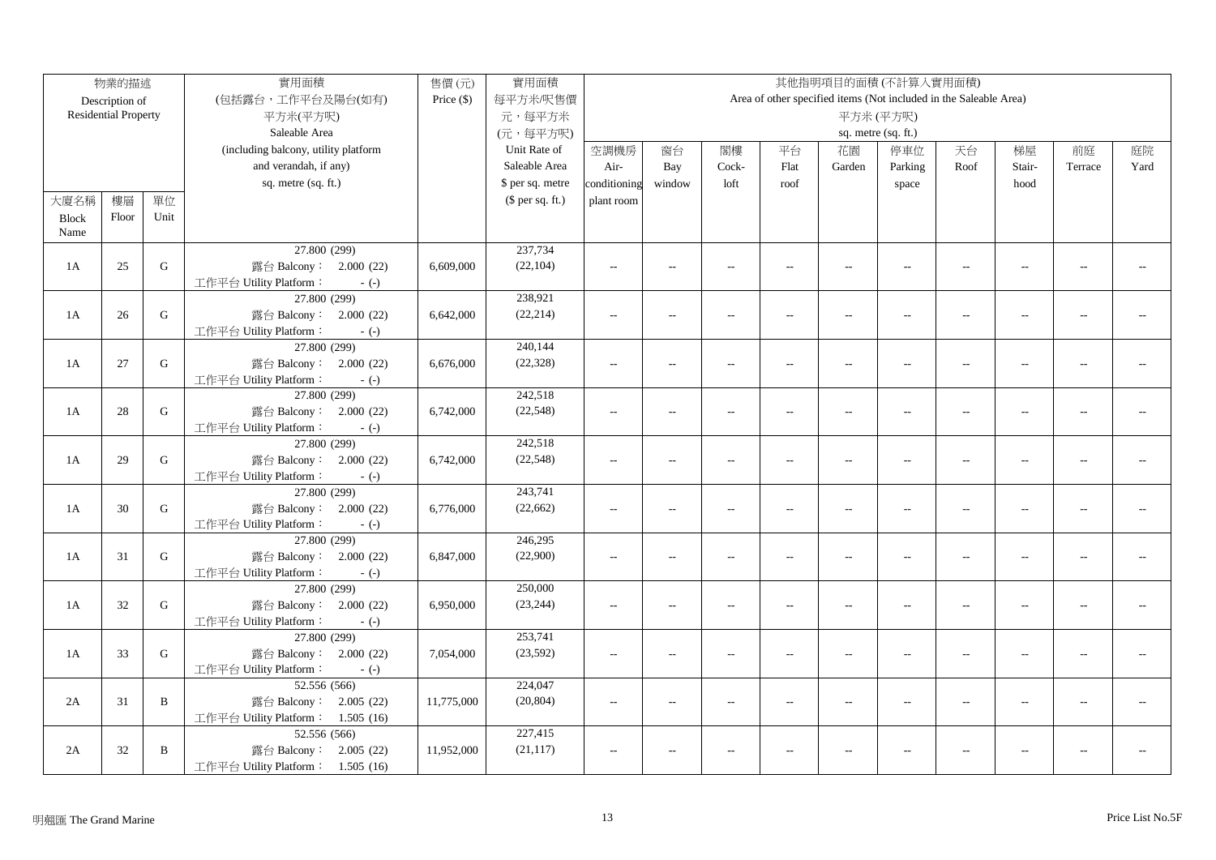| 物業的描述 Description of Residential Property | | | 實用面積 (包括露台，工作平台及陽台(如有) 平方米(平方呎) Saleable Area (including balcony, utility platform and verandah, if any) sq. metre (sq. ft.) | 售價 (元) Price ($) | 實用面積 每平方米/呎售價 元，每平方米 (元，每平方呎) Unit Rate of Saleable Area $ per sq. metre ($ per sq. ft.) | 其他指明項目的面積 (不計算入實用面積) Area of other specified items (Not included in the Saleable Area) 平方米 (平方呎) sq. metre (sq. ft.) | | | | | | | | | |
|---|---|---|---|---|---|---|---|---|---|---|---|---|---|---|---|
| 大廈名稱 Block Name | 樓層 Floor | 單位 Unit | | | | 空調機房 Air-conditioning plant room | 窗台 Bay window | 閣樓 Cock-loft | 平台 Flat roof | 花園 Garden | 停車位 Parking space | 天台 Roof | 梯屋 Stair-hood | 前庭 Terrace | 庭院 Yard |
| 1A | 25 | G | 27.800 (299) 露台 Balcony： 2.000 (22) 工作平台 Utility Platform： - (-) | 6,609,000 | 237,734 (22,104) | -- | -- | -- | -- | -- | -- | -- | -- | -- | -- |
| 1A | 26 | G | 27.800 (299) 露台 Balcony： 2.000 (22) 工作平台 Utility Platform： - (-) | 6,642,000 | 238,921 (22,214) | -- | -- | -- | -- | -- | -- | -- | -- | -- | -- |
| 1A | 27 | G | 27.800 (299) 露台 Balcony： 2.000 (22) 工作平台 Utility Platform： - (-) | 6,676,000 | 240,144 (22,328) | -- | -- | -- | -- | -- | -- | -- | -- | -- | -- |
| 1A | 28 | G | 27.800 (299) 露台 Balcony： 2.000 (22) 工作平台 Utility Platform： - (-) | 6,742,000 | 242,518 (22,548) | -- | -- | -- | -- | -- | -- | -- | -- | -- | -- |
| 1A | 29 | G | 27.800 (299) 露台 Balcony： 2.000 (22) 工作平台 Utility Platform： - (-) | 6,742,000 | 242,518 (22,548) | -- | -- | -- | -- | -- | -- | -- | -- | -- | -- |
| 1A | 30 | G | 27.800 (299) 露台 Balcony： 2.000 (22) 工作平台 Utility Platform： - (-) | 6,776,000 | 243,741 (22,662) | -- | -- | -- | -- | -- | -- | -- | -- | -- | -- |
| 1A | 31 | G | 27.800 (299) 露台 Balcony： 2.000 (22) 工作平台 Utility Platform： - (-) | 6,847,000 | 246,295 (22,900) | -- | -- | -- | -- | -- | -- | -- | -- | -- | -- |
| 1A | 32 | G | 27.800 (299) 露台 Balcony： 2.000 (22) 工作平台 Utility Platform： - (-) | 6,950,000 | 250,000 (23,244) | -- | -- | -- | -- | -- | -- | -- | -- | -- | -- |
| 1A | 33 | G | 27.800 (299) 露台 Balcony： 2.000 (22) 工作平台 Utility Platform： - (-) | 7,054,000 | 253,741 (23,592) | -- | -- | -- | -- | -- | -- | -- | -- | -- | -- |
| 2A | 31 | B | 52.556 (566) 露台 Balcony： 2.005 (22) 工作平台 Utility Platform： 1.505 (16) | 11,775,000 | 224,047 (20,804) | -- | -- | -- | -- | -- | -- | -- | -- | -- | -- |
| 2A | 32 | B | 52.556 (566) 露台 Balcony： 2.005 (22) 工作平台 Utility Platform： 1.505 (16) | 11,952,000 | 227,415 (21,117) | -- | -- | -- | -- | -- | -- | -- | -- | -- | -- |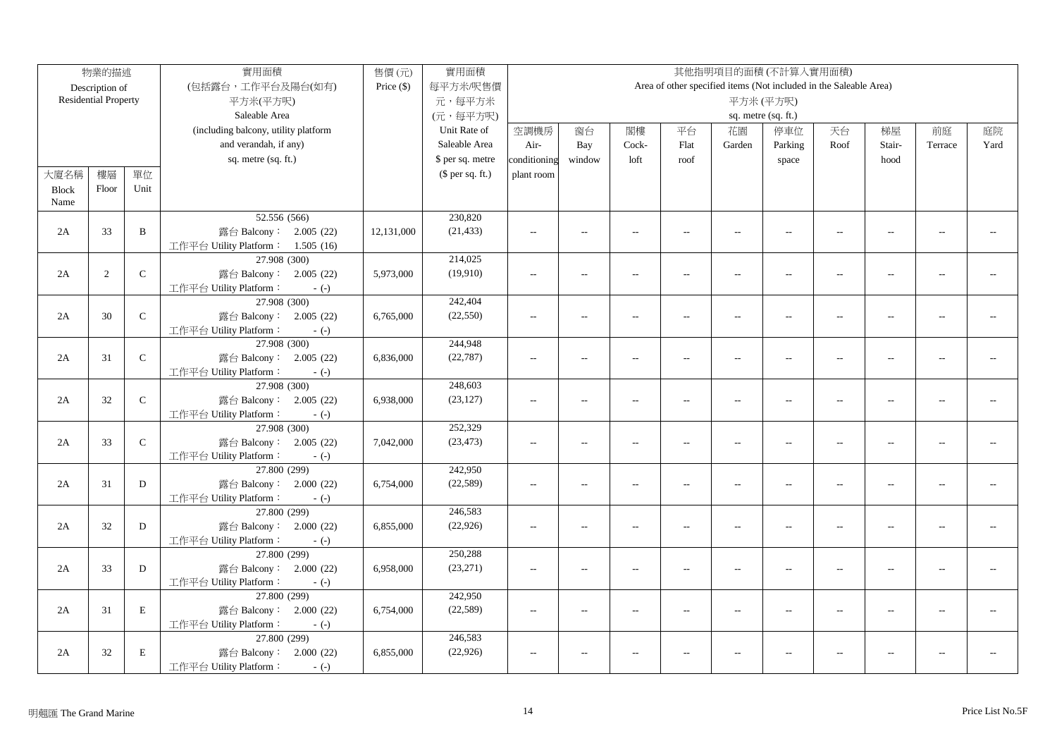| 物業的描述 Description of Residential Property | | | 實用面積 (包括露台，工作平台及陽台(如有) 平方米(平方呎) Saleable Area (including balcony, utility platform and verandah, if any) sq. metre (sq. ft.) | 售價 (元) Price ($) | 實用面積 每平方米/呎售價 元，每平方米 (元，每平方呎) Unit Rate of Saleable Area $ per sq. metre ($ per sq. ft.) | 其他指明項目的面積 (不計算入實用面積) Area of other specified items (Not included in the Saleable Area) 平方米 (平方呎) sq. metre (sq. ft.) | | | | | | | | | |
|---|---|---|---|---|---|---|---|---|---|---|---|---|---|---|---|
| 大廈名稱 Block Name | 樓層 Floor | 單位 Unit | | | | 空調機房 Air-conditioning plant room | 窗台 Bay window | 閣樓 Cock-loft | 平台 Flat roof | 花園 Garden | 停車位 Parking space | 天台 Roof | 梯屋 Stair-hood | 前庭 Terrace | 庭院 Yard |
| 2A | 33 | B | 52.556 (566) 露台 Balcony： 2.005 (22) 工作平台 Utility Platform： 1.505 (16) | 12,131,000 | 230,820 (21,433) | -- | -- | -- | -- | -- | -- | -- | -- | -- | -- |
| 2A | 2 | C | 27.908 (300) 露台 Balcony： 2.005 (22) 工作平台 Utility Platform： - (-) | 5,973,000 | 214,025 (19,910) | -- | -- | -- | -- | -- | -- | -- | -- | -- | -- |
| 2A | 30 | C | 27.908 (300) 露台 Balcony： 2.005 (22) 工作平台 Utility Platform： - (-) | 6,765,000 | 242,404 (22,550) | -- | -- | -- | -- | -- | -- | -- | -- | -- | -- |
| 2A | 31 | C | 27.908 (300) 露台 Balcony： 2.005 (22) 工作平台 Utility Platform： - (-) | 6,836,000 | 244,948 (22,787) | -- | -- | -- | -- | -- | -- | -- | -- | -- | -- |
| 2A | 32 | C | 27.908 (300) 露台 Balcony： 2.005 (22) 工作平台 Utility Platform： - (-) | 6,938,000 | 248,603 (23,127) | -- | -- | -- | -- | -- | -- | -- | -- | -- | -- |
| 2A | 33 | C | 27.908 (300) 露台 Balcony： 2.005 (22) 工作平台 Utility Platform： - (-) | 7,042,000 | 252,329 (23,473) | -- | -- | -- | -- | -- | -- | -- | -- | -- | -- |
| 2A | 31 | D | 27.800 (299) 露台 Balcony： 2.000 (22) 工作平台 Utility Platform： - (-) | 6,754,000 | 242,950 (22,589) | -- | -- | -- | -- | -- | -- | -- | -- | -- | -- |
| 2A | 32 | D | 27.800 (299) 露台 Balcony： 2.000 (22) 工作平台 Utility Platform： - (-) | 6,855,000 | 246,583 (22,926) | -- | -- | -- | -- | -- | -- | -- | -- | -- | -- |
| 2A | 33 | D | 27.800 (299) 露台 Balcony： 2.000 (22) 工作平台 Utility Platform： - (-) | 6,958,000 | 250,288 (23,271) | -- | -- | -- | -- | -- | -- | -- | -- | -- | -- |
| 2A | 31 | E | 27.800 (299) 露台 Balcony： 2.000 (22) 工作平台 Utility Platform： - (-) | 6,754,000 | 242,950 (22,589) | -- | -- | -- | -- | -- | -- | -- | -- | -- | -- |
| 2A | 32 | E | 27.800 (299) 露台 Balcony： 2.000 (22) 工作平台 Utility Platform： - (-) | 6,855,000 | 246,583 (22,926) | -- | -- | -- | -- | -- | -- | -- | -- | -- | -- |

明翹匯 The Grand Marine

Price List No.5F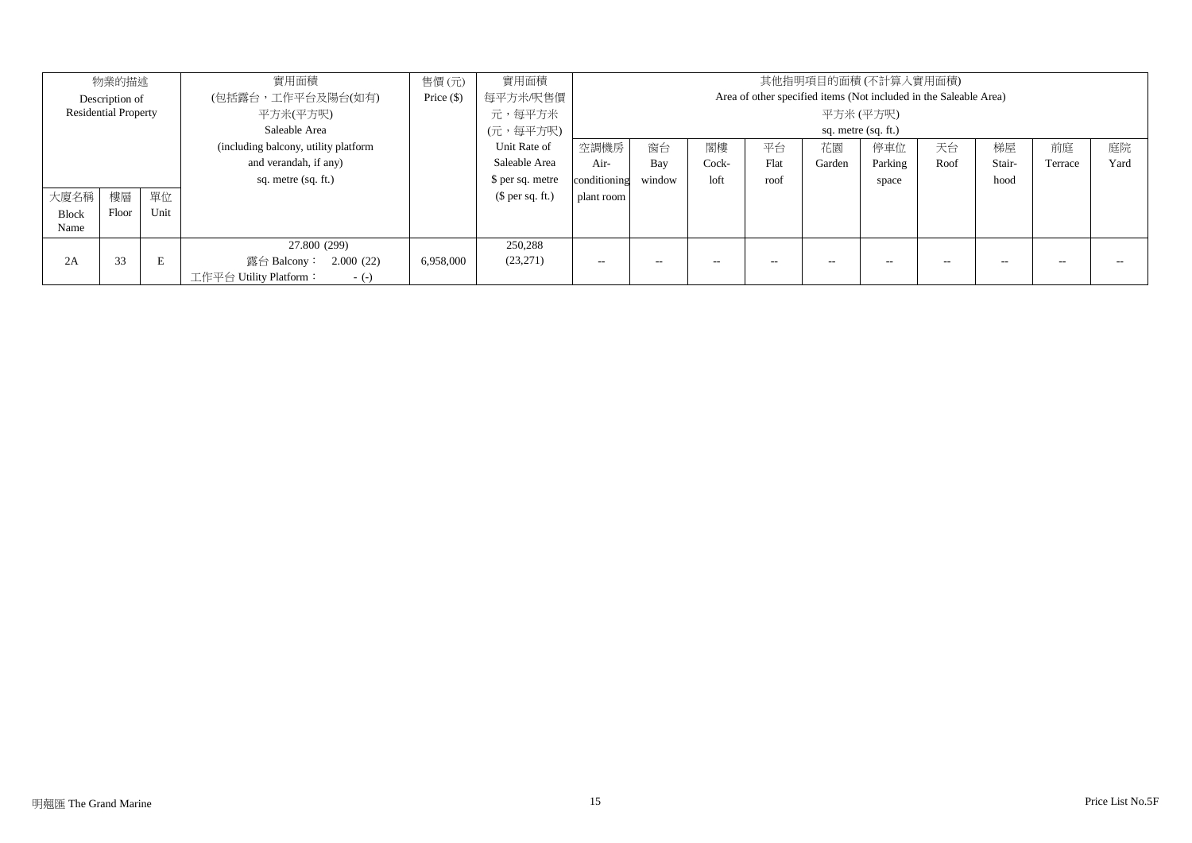| 物業的描述 Description of Residential Property | | | 實用面積 (包括露台，工作平台及陽台(如有) 平方米(平方呎) Saleable Area (including balcony, utility platform and verandah, if any) sq. metre (sq. ft.) | 售價 (元) Price ($) | 實用面積 每平方米/呎售價 元，每平方米 (元，每平方呎) Unit Rate of Saleable Area $ per sq. metre ($ per sq. ft.) | 其他指明項目的面積 (不計算入實用面積) Area of other specified items (Not included in the Saleable Area) 平方米 (平方呎) sq. metre (sq. ft.) | | | | | | | | | |
|---|---|---|---|---|---|---|---|---|---|---|---|---|---|---|---|
| 大廈名稱 Block Name | 樓層 Floor | 單位 Unit | | | | 空調機房 Air-conditioning plant room | 窗台 Bay window | 閣樓 Cock-loft | 平台 Flat roof | 花園 Garden | 停車位 Parking space | 天台 Roof | 梯屋 Stair-hood | 前庭 Terrace | 庭院 Yard |
| 2A | 33 | E | 27.800 (299) 露台 Balcony： 2.000 (22) 工作平台 Utility Platform： - (-) | 6,958,000 | 250,288 (23,271) | -- | -- | -- | -- | -- | -- | -- | -- | -- | -- |

明趣匯 The Grand Marine

Price List No.5F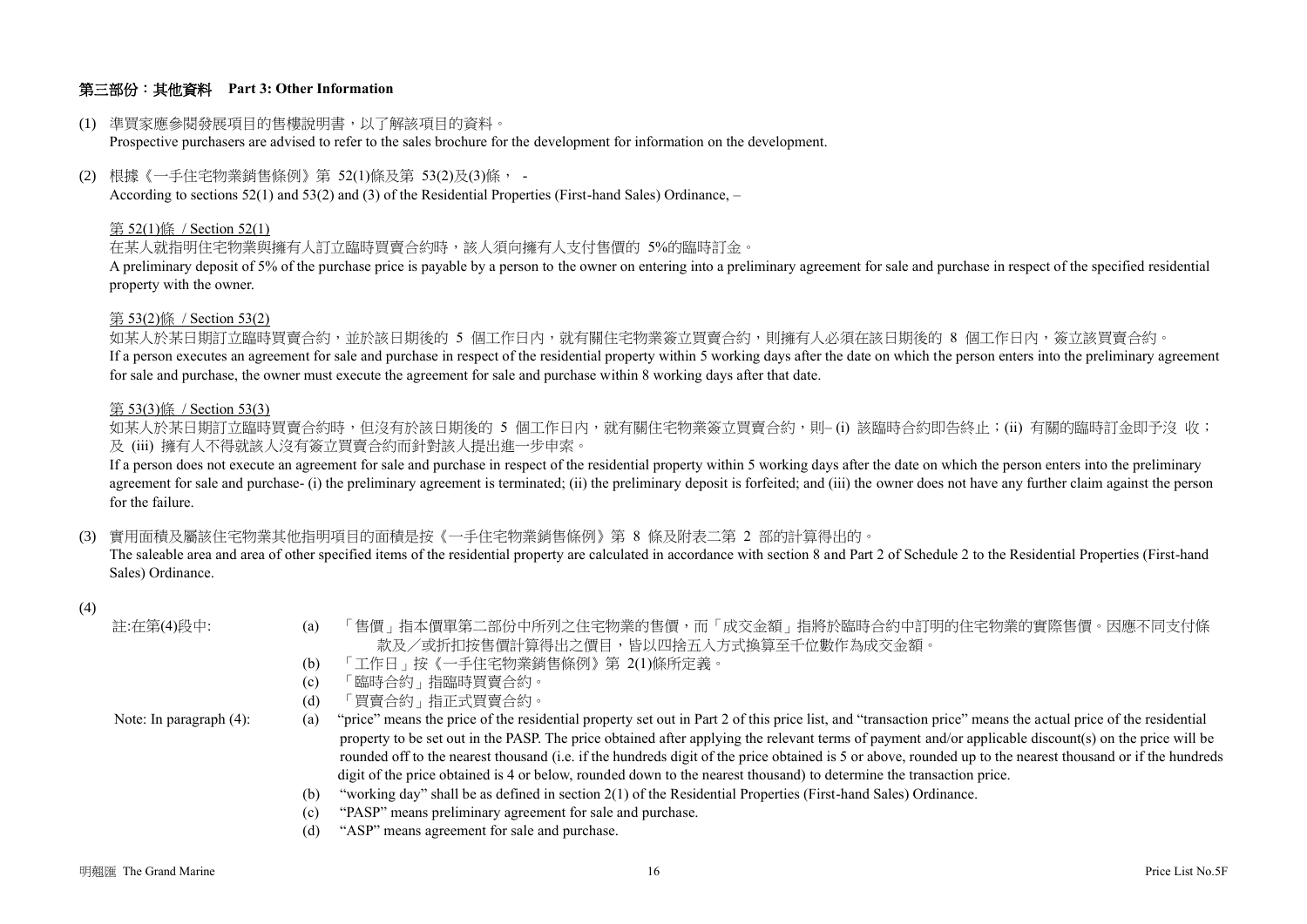## 第三部份：其他資料 Part 3: Other Information

(1) 準買家應參閱發展項目的售樓說明書，以了解該項目的資料。
Prospective purchasers are advised to refer to the sales brochure for the development for information on the development.

(2) 根據《一手住宅物業銷售條例》第 52(1)條及第 53(2)及(3)條， -
According to sections 52(1) and 53(2) and (3) of the Residential Properties (First-hand Sales) Ordinance, –

第 52(1)條 / Section 52(1)

在某人就指明住宅物業與擁有人訂立臨時買賣合約時，該人須向擁有人支付售價的 5%的臨時訂金。
A preliminary deposit of 5% of the purchase price is payable by a person to the owner on entering into a preliminary agreement for sale and purchase in respect of the specified residential property with the owner.

第 53(2)條 / Section 53(2)

如某人於某日期訂立臨時買賣合約，並於該日期後的 5 個工作日內，就有關住宅物業簽立買賣合約，則擁有人必須在該日期後的 8 個工作日內，簽立該買賣合約。
If a person executes an agreement for sale and purchase in respect of the residential property within 5 working days after the date on which the person enters into the preliminary agreement for sale and purchase, the owner must execute the agreement for sale and purchase within 8 working days after that date.

第 53(3)條 / Section 53(3)

如某人於某日期訂立臨時買賣合約時，但沒有於該日期後的 5 個工作日內，就有關住宅物業簽立買賣合約，則– (i) 該臨時合約即告終止；(ii) 有關的臨時訂金即予沒 收；及 (iii) 擁有人不得就該人沒有簽立買賣合約而針對該人提出進一步申索。
If a person does not execute an agreement for sale and purchase in respect of the residential property within 5 working days after the date on which the person enters into the preliminary agreement for sale and purchase- (i) the preliminary agreement is terminated; (ii) the preliminary deposit is forfeited; and (iii) the owner does not have any further claim against the person for the failure.

(3) 實用面積及屬該住宅物業其他指明項目的面積是按《一手住宅物業銷售條例》第 8 條及附表二第 2 部的計算得出的。
The saleable area and area of other specified items of the residential property are calculated in accordance with section 8 and Part 2 of Schedule 2 to the Residential Properties (First-hand Sales) Ordinance.

(4)

註:在第(4)段中:

(a) 「售價」指本價單第二部份中所列之住宅物業的售價，而「成交金額」指將於臨時合約中訂明的住宅物業的實際售價。因應不同支付條款及／或折扣按售價計算得出之價目，皆以四捨五入方式換算至千位數作為成交金額。
(b) 「工作日」按《一手住宅物業銷售條例》第 2(1)條所定義。
(c) 「臨時合約」指臨時買賣合約。
(d) 「買賣合約」指正式買賣合約。

Note: In paragraph (4):

(a) "price" means the price of the residential property set out in Part 2 of this price list, and "transaction price" means the actual price of the residential property to be set out in the PASP. The price obtained after applying the relevant terms of payment and/or applicable discount(s) on the price will be rounded off to the nearest thousand (i.e. if the hundreds digit of the price obtained is 5 or above, rounded up to the nearest thousand or if the hundreds digit of the price obtained is 4 or below, rounded down to the nearest thousand) to determine the transaction price.
(b) "working day" shall be as defined in section 2(1) of the Residential Properties (First-hand Sales) Ordinance.
(c) "PASP" means preliminary agreement for sale and purchase.
(d) "ASP" means agreement for sale and purchase.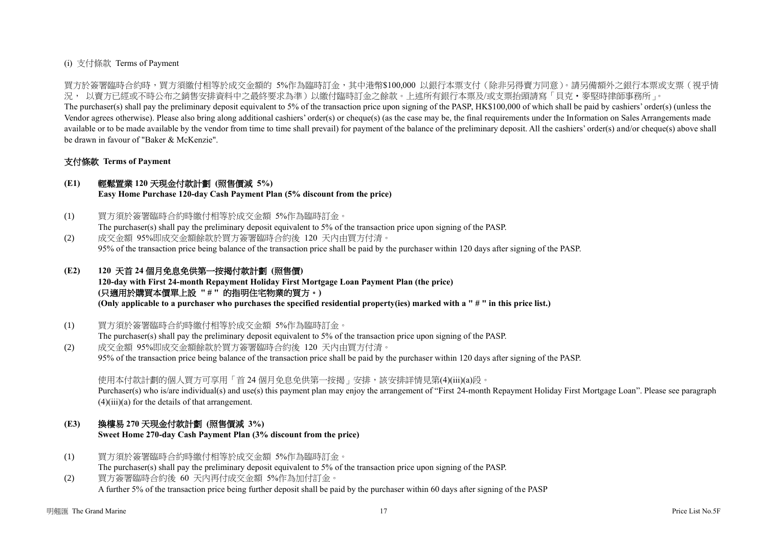(i) 支付條款 Terms of Payment

買方於簽署臨時合約時，買方須繳付相等於成交金額的 5%作為臨時訂金，其中港幣$100,000 以銀行本票支付（除非另得賣方同意）。請另備額外之銀行本票或支票（視乎情況， 以賣方已經或不時公布之銷售安排資料中之最終要求為準）以繳付臨時訂金之餘款。上述所有銀行本票及/或支票抬頭請寫「貝克・麥堅時律師事務所」。

The purchaser(s) shall pay the preliminary deposit equivalent to 5% of the transaction price upon signing of the PASP, HK$100,000 of which shall be paid by cashiers' order(s) (unless the Vendor agrees otherwise). Please also bring along additional cashiers' order(s) or cheque(s) (as the case may be, the final requirements under the Information on Sales Arrangements made available or to be made available by the vendor from time to time shall prevail) for payment of the balance of the preliminary deposit. All the cashiers' order(s) and/or cheque(s) above shall be drawn in favour of "Baker & McKenzie".

**支付條款 Terms of Payment**

**(E1) 輕鬆置業 120 天現金付款計劃 (照售價減 5%)**
**Easy Home Purchase 120-day Cash Payment Plan (5% discount from the price)**

(1) 買方須於簽署臨時合約時繳付相等於成交金額 5%作為臨時訂金。
The purchaser(s) shall pay the preliminary deposit equivalent to 5% of the transaction price upon signing of the PASP.

(2) 成交金額 95%即成交金額餘款於買方簽署臨時合約後 120 天內由買方付清。
95% of the transaction price being balance of the transaction price shall be paid by the purchaser within 120 days after signing of the PASP.

**(E2) 120 天首 24 個月免息免供第一按揭付款計劃 (照售價)**
**120-day with First 24-month Repayment Holiday First Mortgage Loan Payment Plan (the price)**
**(只適用於購買本價單上設 " # " 的指明住宅物業的買方。)**
**(Only applicable to a purchaser who purchases the specified residential property(ies) marked with a " # " in this price list.)**

(1) 買方須於簽署臨時合約時繳付相等於成交金額 5%作為臨時訂金。
The purchaser(s) shall pay the preliminary deposit equivalent to 5% of the transaction price upon signing of the PASP.

(2) 成交金額 95%即成交金額餘款於買方簽署臨時合約後 120 天內由買方付清。
95% of the transaction price being balance of the transaction price shall be paid by the purchaser within 120 days after signing of the PASP.

使用本付款計劃的個人買方可享用「首 24 個月免息免供第一按揭」安排，該安排詳情見第(4)(iii)(a)段。
Purchaser(s) who is/are individual(s) and use(s) this payment plan may enjoy the arrangement of "First 24-month Repayment Holiday First Mortgage Loan". Please see paragraph (4)(iii)(a) for the details of that arrangement.

**(E3) 換樓易 270 天現金付款計劃 (照售價減 3%)**
**Sweet Home 270-day Cash Payment Plan (3% discount from the price)**

(1) 買方須於簽署臨時合約時繳付相等於成交金額 5%作為臨時訂金。
The purchaser(s) shall pay the preliminary deposit equivalent to 5% of the transaction price upon signing of the PASP.

(2) 買方簽署臨時合約後 60 天內再付成交金額 5%作為加付訂金。
A further 5% of the transaction price being further deposit shall be paid by the purchaser within 60 days after signing of the PASP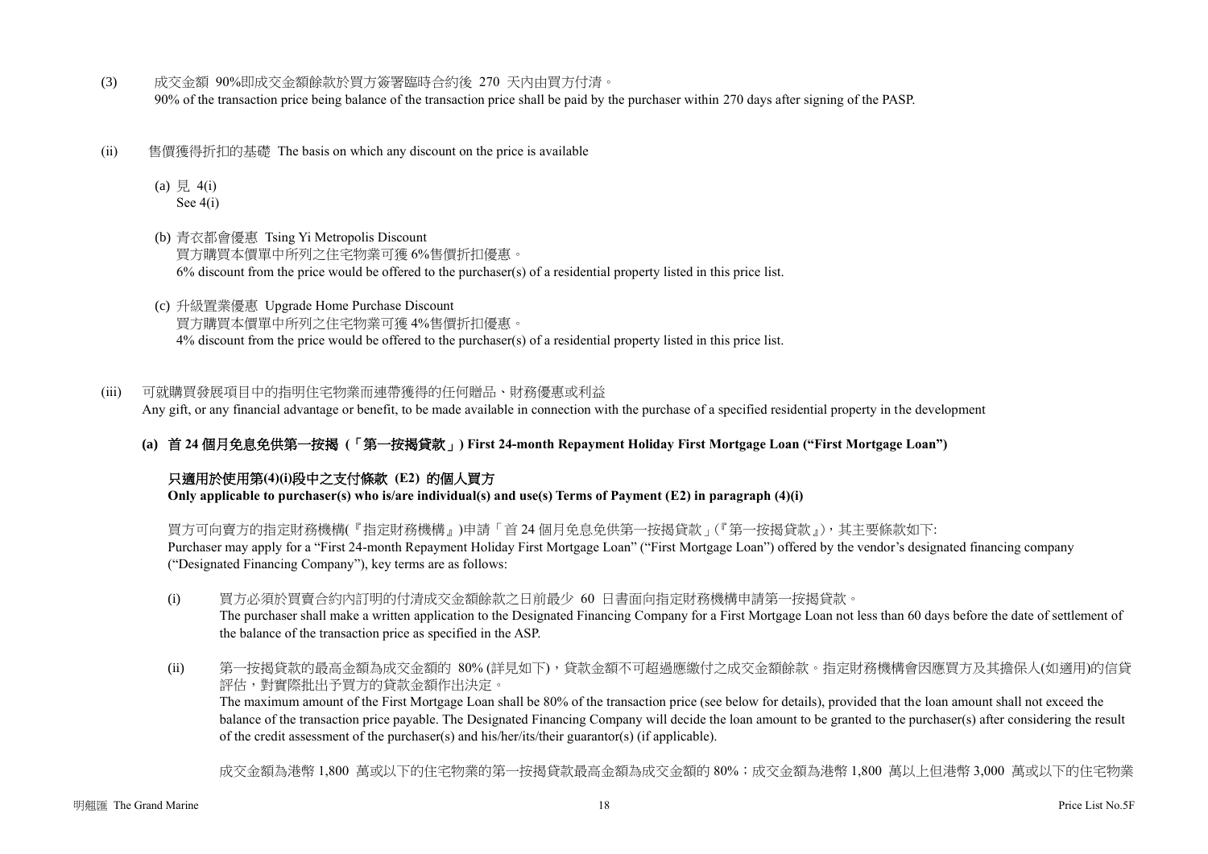(3) 成交金額 90%即成交金額餘款於買方簽署臨時合約後 270 天內由買方付清。
90% of the transaction price being balance of the transaction price shall be paid by the purchaser within 270 days after signing of the PASP.

(ii) 售價獲得折扣的基礎 The basis on which any discount on the price is available

(a) 見 4(i)
See 4(i)

(b) 青衣都會優惠 Tsing Yi Metropolis Discount
買方購買本價單中所列之住宅物業可獲 6%售價折扣優惠。
6% discount from the price would be offered to the purchaser(s) of a residential property listed in this price list.

(c) 升級置業優惠 Upgrade Home Purchase Discount
買方購買本價單中所列之住宅物業可獲 4%售價折扣優惠。
4% discount from the price would be offered to the purchaser(s) of a residential property listed in this price list.

(iii) 可就購買發展項目中的指明住宅物業而連帶獲得的任何贈品、財務優惠或利益
Any gift, or any financial advantage or benefit, to be made available in connection with the purchase of a specified residential property in the development

**(a) 首 24 個月免息免供第一按揭（「第一按揭貸款」) First 24-month Repayment Holiday First Mortgage Loan ("First Mortgage Loan")**

**只適用於使用第(4)(i)段中之支付條款 (E2) 的個人買方**
**Only applicable to purchaser(s) who is/are individual(s) and use(s) Terms of Payment (E2) in paragraph (4)(i)**

買方可向賣方的指定財務機構(『指定財務機構』)申請「首 24 個月免息免供第一按揭貸款」(『第一按揭貸款』)，其主要條款如下:
Purchaser may apply for a "First 24-month Repayment Holiday First Mortgage Loan" ("First Mortgage Loan") offered by the vendor's designated financing company ("Designated Financing Company"), key terms are as follows:

(i) 買方必須於買賣合約內訂明的付清成交金額餘款之日前最少 60 日書面向指定財務機構申請第一按揭貸款。
The purchaser shall make a written application to the Designated Financing Company for a First Mortgage Loan not less than 60 days before the date of settlement of the balance of the transaction price as specified in the ASP.

(ii) 第一按揭貸款的最高金額為成交金額的 80% (詳見如下)，貸款金額不可超過應繳付之成交金額餘款。指定財務機構會因應買方及其擔保人(如適用)的信貸評估，對實際批出予買方的貸款金額作出決定。
The maximum amount of the First Mortgage Loan shall be 80% of the transaction price (see below for details), provided that the loan amount shall not exceed the balance of the transaction price payable. The Designated Financing Company will decide the loan amount to be granted to the purchaser(s) after considering the result of the credit assessment of the purchaser(s) and his/her/its/their guarantor(s) (if applicable).

成交金額為港幣 1,800 萬或以下的住宅物業的第一按揭貸款最高金額為成交金額的 80%；成交金額為港幣 1,800 萬以上但港幣 3,000 萬或以下的住宅物業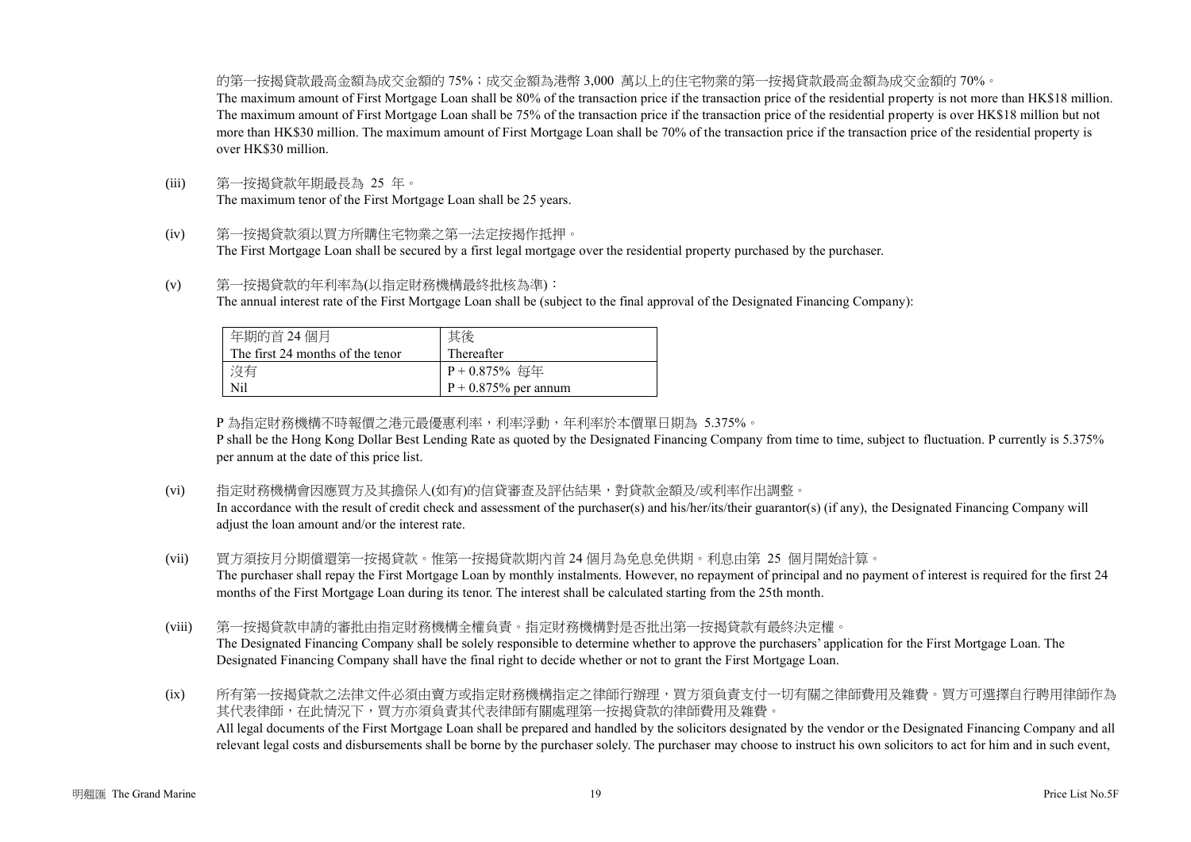的第一按揭貸款最高金額為成交金額的 75%；成交金額為港幣 3,000 萬以上的住宅物業的第一按揭貸款最高金額為成交金額的 70%。

The maximum amount of First Mortgage Loan shall be 80% of the transaction price if the transaction price of the residential property is not more than HK$18 million. The maximum amount of First Mortgage Loan shall be 75% of the transaction price if the transaction price of the residential property is over HK$18 million but not more than HK$30 million. The maximum amount of First Mortgage Loan shall be 70% of the transaction price if the transaction price of the residential property is over HK$30 million.

(iii) 第一按揭貸款年期最長為 25 年。
The maximum tenor of the First Mortgage Loan shall be 25 years.

(iv) 第一按揭貸款須以買方所購住宅物業之第一法定按揭作抵押。
The First Mortgage Loan shall be secured by a first legal mortgage over the residential property purchased by the purchaser.

(v) 第一按揭貸款的年利率為(以指定財務機構最終批核為準)：
The annual interest rate of the First Mortgage Loan shall be (subject to the final approval of the Designated Financing Company):

| 年期的首 24 個月<br>The first 24 months of the tenor | 其後<br>Thereafter |
|---|---|
| 沒有<br>Nil | P + 0.875% 每年<br>P + 0.875% per annum |

P 為指定財務機構不時報價之港元最優惠利率，利率浮動，年利率於本價單日期為 5.375%。

P shall be the Hong Kong Dollar Best Lending Rate as quoted by the Designated Financing Company from time to time, subject to fluctuation. P currently is 5.375% per annum at the date of this price list.

(vi) 指定財務機構會因應買方及其擔保人(如有)的信貸審查及評估結果，對貸款金額及/或利率作出調整。
In accordance with the result of credit check and assessment of the purchaser(s) and his/her/its/their guarantor(s) (if any), the Designated Financing Company will adjust the loan amount and/or the interest rate.

(vii) 買方須按月分期償還第一按揭貸款。惟第一按揭貸款期內首 24 個月為免息免供期。利息由第 25 個月開始計算。
The purchaser shall repay the First Mortgage Loan by monthly instalments. However, no repayment of principal and no payment of interest is required for the first 24 months of the First Mortgage Loan during its tenor. The interest shall be calculated starting from the 25th month.

(viii) 第一按揭貸款申請的審批由指定財務機構全權負責。指定財務機構對是否批出第一按揭貸款有最終決定權。
The Designated Financing Company shall be solely responsible to determine whether to approve the purchasers' application for the First Mortgage Loan. The Designated Financing Company shall have the final right to decide whether or not to grant the First Mortgage Loan.

(ix) 所有第一按揭貸款之法律文件必須由賣方或指定財務機構指定之律師行辦理，買方須負責支付一切有關之律師費用及雜費。買方可選擇自行聘用律師作為其代表律師，在此情況下，買方亦須負責其代表律師有關處理第一按揭貸款的律師費用及雜費。
All legal documents of the First Mortgage Loan shall be prepared and handled by the solicitors designated by the vendor or the Designated Financing Company and all relevant legal costs and disbursements shall be borne by the purchaser solely. The purchaser may choose to instruct his own solicitors to act for him and in such event,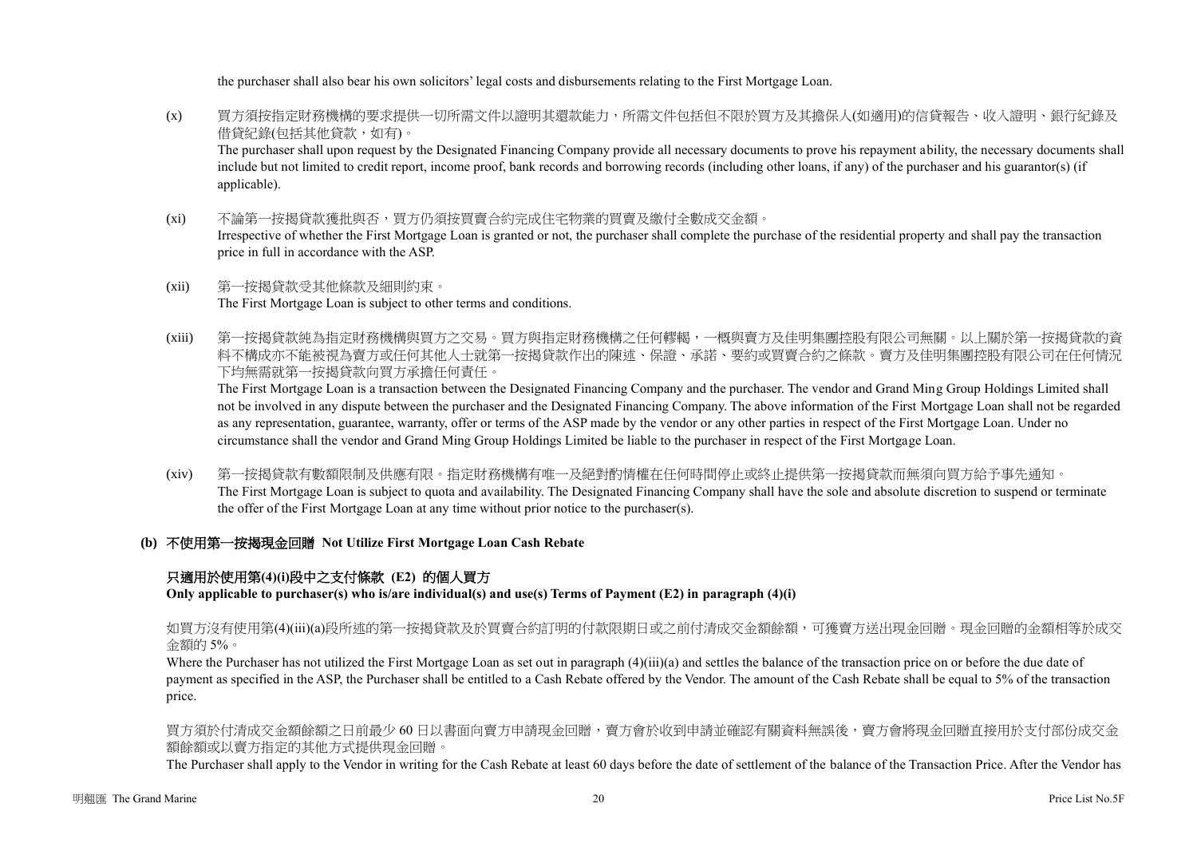the purchaser shall also bear his own solicitors' legal costs and disbursements relating to the First Mortgage Loan.

(x) 買方須按指定財務機構的要求提供一切所需文件以證明其還款能力，所需文件包括但不限於買方及其擔保人(如適用)的信貸報告、收入證明、銀行紀錄及借貸紀錄(包括其他貸款，如有)。
The purchaser shall upon request by the Designated Financing Company provide all necessary documents to prove his repayment ability, the necessary documents shall include but not limited to credit report, income proof, bank records and borrowing records (including other loans, if any) of the purchaser and his guarantor(s) (if applicable).

(xi) 不論第一按揭貸款獲批與否，買方仍須按買賣合約完成住宅物業的買賣及繳付全數成交金額。
Irrespective of whether the First Mortgage Loan is granted or not, the purchaser shall complete the purchase of the residential property and shall pay the transaction price in full in accordance with the ASP.

(xii) 第一按揭貸款受其他條款及細則約束。
The First Mortgage Loan is subject to other terms and conditions.

(xiii) 第一按揭貸款純為指定財務機構與買方之交易。買方與指定財務機構之任何轇轕，一概與賣方及佳明集團控股有限公司無關。以上關於第一按揭貸款的資料不構成亦不能被視為賣方或任何其他人士就第一按揭貸款作出的陳述、保證、承諾、要約或買賣合約之條款。賣方及佳明集團控股有限公司在任何情況下均無需就第一按揭貸款向買方承擔任何責任。
The First Mortgage Loan is a transaction between the Designated Financing Company and the purchaser. The vendor and Grand Ming Group Holdings Limited shall not be involved in any dispute between the purchaser and the Designated Financing Company. The above information of the First Mortgage Loan shall not be regarded as any representation, guarantee, warranty, offer or terms of the ASP made by the vendor or any other parties in respect of the First Mortgage Loan. Under no circumstance shall the vendor and Grand Ming Group Holdings Limited be liable to the purchaser in respect of the First Mortgage Loan.

(xiv) 第一按揭貸款有數額限制及供應有限。指定財務機構有唯一及絕對酌情權在任何時間停止或終止提供第一按揭貸款而無須向買方給予事先通知。
The First Mortgage Loan is subject to quota and availability. The Designated Financing Company shall have the sole and absolute discretion to suspend or terminate the offer of the First Mortgage Loan at any time without prior notice to the purchaser(s).

**(b) 不使用第一按揭現金回贈 Not Utilize First Mortgage Loan Cash Rebate**

**只適用於使用第(4)(i)段中之支付條款 (E2) 的個人買方**
**Only applicable to purchaser(s) who is/are individual(s) and use(s) Terms of Payment (E2) in paragraph (4)(i)**

如買方沒有使用第(4)(iii)(a)段所述的第一按揭貸款及於買賣合約訂明的付款限期日或之前付清成交金額餘額，可獲賣方送出現金回贈。現金回贈的金額相等於成交金額的 5%。
Where the Purchaser has not utilized the First Mortgage Loan as set out in paragraph (4)(iii)(a) and settles the balance of the transaction price on or before the due date of payment as specified in the ASP, the Purchaser shall be entitled to a Cash Rebate offered by the Vendor. The amount of the Cash Rebate shall be equal to 5% of the transaction price.

買方須於付清成交金額餘額之日前最少 60 日以書面向賣方申請現金回贈，賣方會於收到申請並確認有關資料無誤後，賣方會將現金回贈直接用於支付部份成交金額餘額或以賣方指定的其他方式提供現金回贈。
The Purchaser shall apply to the Vendor in writing for the Cash Rebate at least 60 days before the date of settlement of the balance of the Transaction Price. After the Vendor has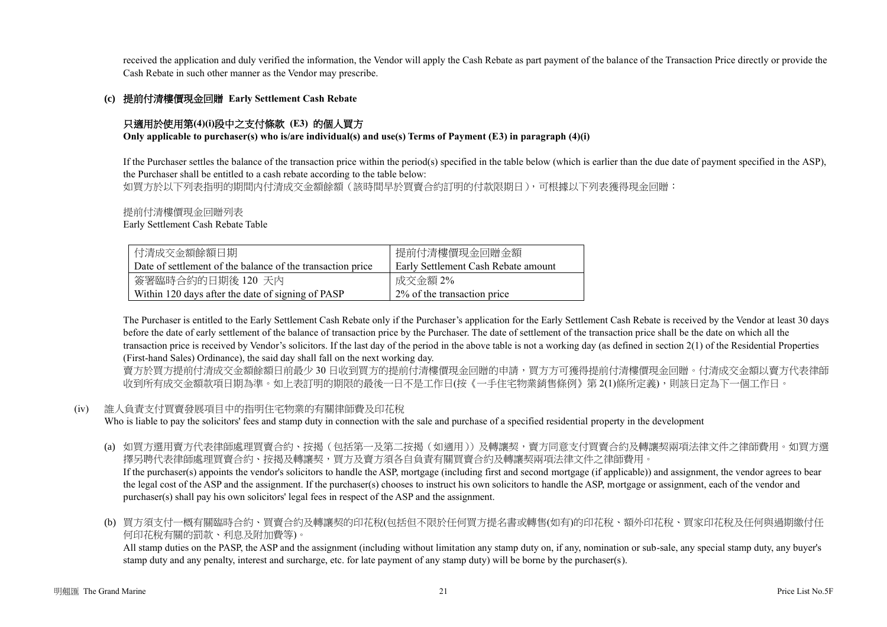received the application and duly verified the information, the Vendor will apply the Cash Rebate as part payment of the balance of the Transaction Price directly or provide the Cash Rebate in such other manner as the Vendor may prescribe.

**(c) 提前付清樓價現金回贈 Early Settlement Cash Rebate**

**只適用於使用第(4)(i)段中之支付條款 (E3) 的個人買方**
**Only applicable to purchaser(s) who is/are individual(s) and use(s) Terms of Payment (E3) in paragraph (4)(i)**

If the Purchaser settles the balance of the transaction price within the period(s) specified in the table below (which is earlier than the due date of payment specified in the ASP), the Purchaser shall be entitled to a cash rebate according to the table below:
如買方於以下列表指明的期間內付清成交金額餘額（該時間早於買賣合約訂明的付款限期日），可根據以下列表獲得現金回贈：

提前付清樓價現金回贈列表
Early Settlement Cash Rebate Table

| 付清成交金額餘額日期<br>Date of settlement of the balance of the transaction price | 提前付清樓價現金回贈金額<br>Early Settlement Cash Rebate amount |
|---|---|
| 簽署臨時合約的日期後 120 天內<br>Within 120 days after the date of signing of PASP | 成交金額 2%<br>2% of the transaction price |

The Purchaser is entitled to the Early Settlement Cash Rebate only if the Purchaser's application for the Early Settlement Cash Rebate is received by the Vendor at least 30 days before the date of early settlement of the balance of transaction price by the Purchaser. The date of settlement of the transaction price shall be the date on which all the transaction price is received by Vendor's solicitors. If the last day of the period in the above table is not a working day (as defined in section 2(1) of the Residential Properties (First-hand Sales) Ordinance), the said day shall fall on the next working day.
賣方於買方提前付清成交金額餘額日前最少 30 日收到買方的提前付清樓價現金回贈的申請，買方方可獲得提前付清樓價現金回贈。付清成交金額以賣方代表律師收到所有成交金額款項日期為準。如上表訂明的期限的最後一日不是工作日(按《一手住宅物業銷售條例》第 2(1)條所定義)，則該日定為下一個工作日。

(iv) 誰人負責支付買賣發展項目中的指明住宅物業的有關律師費及印花稅
Who is liable to pay the solicitors' fees and stamp duty in connection with the sale and purchase of a specified residential property in the development

(a) 如買方選用賣方代表律師處理買賣合約、按揭（包括第一及第二按揭（如適用））及轉讓契，賣方同意支付買賣合約及轉讓契兩項法律文件之律師費用。如買方選擇另聘代表律師處理買賣合約、按揭及轉讓契，買方及賣方須各自負責有關買賣合約及轉讓契兩項法律文件之律師費用。
If the purchaser(s) appoints the vendor's solicitors to handle the ASP, mortgage (including first and second mortgage (if applicable)) and assignment, the vendor agrees to bear the legal cost of the ASP and the assignment. If the purchaser(s) chooses to instruct his own solicitors to handle the ASP, mortgage or assignment, each of the vendor and purchaser(s) shall pay his own solicitors' legal fees in respect of the ASP and the assignment.

(b) 買方須支付一概有關臨時合約、買賣合約及轉讓契的印花稅(包括但不限於任何買方提名書或轉售(如有)的印花稅、額外印花稅、買家印花稅及任何與過期繳付任何印花稅有關的罰款、利息及附加費等)。
All stamp duties on the PASP, the ASP and the assignment (including without limitation any stamp duty on, if any, nomination or sub-sale, any special stamp duty, any buyer's stamp duty and any penalty, interest and surcharge, etc. for late payment of any stamp duty) will be borne by the purchaser(s).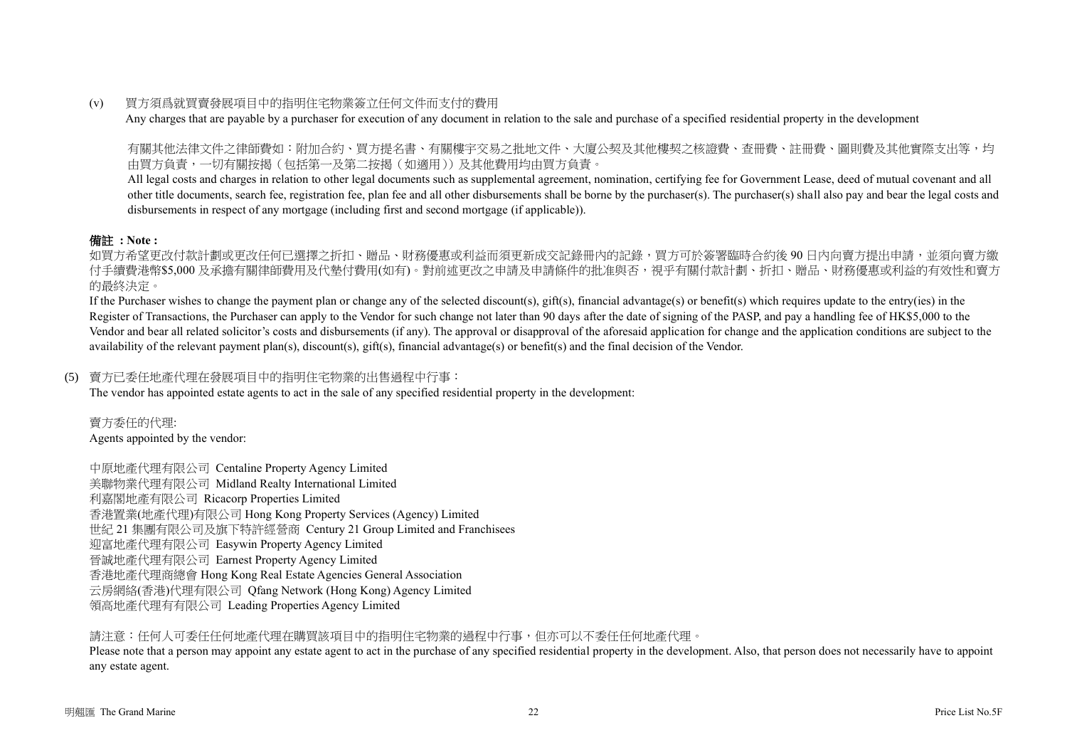(v) 買方須爲就買賣發展項目中的指明住宅物業簽立任何文件而支付的費用
Any charges that are payable by a purchaser for execution of any document in relation to the sale and purchase of a specified residential property in the development

有關其他法律文件之律師費如：附加合約、買方提名書、有關樓宇交易之批地文件、大廈公契及其他樓契之核證費、查冊費、註冊費、圖則費及其他實際支出等，均由買方負責，一切有關按揭（包括第一及第二按揭（如適用））及其他費用均由買方負責。
All legal costs and charges in relation to other legal documents such as supplemental agreement, nomination, certifying fee for Government Lease, deed of mutual covenant and all other title documents, search fee, registration fee, plan fee and all other disbursements shall be borne by the purchaser(s). The purchaser(s) shall also pay and bear the legal costs and disbursements in respect of any mortgage (including first and second mortgage (if applicable)).

**備註 ：Note :**
如買方希望更改付款計劃或更改任何已選擇之折扣、贈品、財務優惠或利益而須更新成交記錄冊內的記錄，買方可於簽署臨時合約後 90 日內向賣方提出申請，並須向賣方繳付手續費港幣$5,000 及承擔有關律師費用及代墊付費用(如有)。對前述更改之申請及申請條件的批准與否，視乎有關付款計劃、折扣、贈品、財務優惠或利益的有效性和賣方的最終決定。
If the Purchaser wishes to change the payment plan or change any of the selected discount(s), gift(s), financial advantage(s) or benefit(s) which requires update to the entry(ies) in the Register of Transactions, the Purchaser can apply to the Vendor for such change not later than 90 days after the date of signing of the PASP, and pay a handling fee of HK$5,000 to the Vendor and bear all related solicitor's costs and disbursements (if any). The approval or disapproval of the aforesaid application for change and the application conditions are subject to the availability of the relevant payment plan(s), discount(s), gift(s), financial advantage(s) or benefit(s) and the final decision of the Vendor.

(5) 賣方已委任地產代理在發展項目中的指明住宅物業的出售過程中行事：
The vendor has appointed estate agents to act in the sale of any specified residential property in the development:

賣方委任的代理:
Agents appointed by the vendor:

中原地產代理有限公司 Centaline Property Agency Limited
美聯物業代理有限公司 Midland Realty International Limited
利嘉閣地產有限公司 Ricacorp Properties Limited
香港置業(地產代理)有限公司 Hong Kong Property Services (Agency) Limited
世紀 21 集團有限公司及旗下特許經營商 Century 21 Group Limited and Franchisees
迎富地產代理有限公司 Easywin Property Agency Limited
晉誠地產代理有限公司 Earnest Property Agency Limited
香港地產代理商總會 Hong Kong Real Estate Agencies General Association
云房網絡(香港)代理有限公司 Qfang Network (Hong Kong) Agency Limited
領高地產代理有有限公司 Leading Properties Agency Limited

請注意：任何人可委任任何地產代理在購買該項目中的指明住宅物業的過程中行事，但亦可以不委任任何地產代理。
Please note that a person may appoint any estate agent to act in the purchase of any specified residential property in the development. Also, that person does not necessarily have to appoint any estate agent.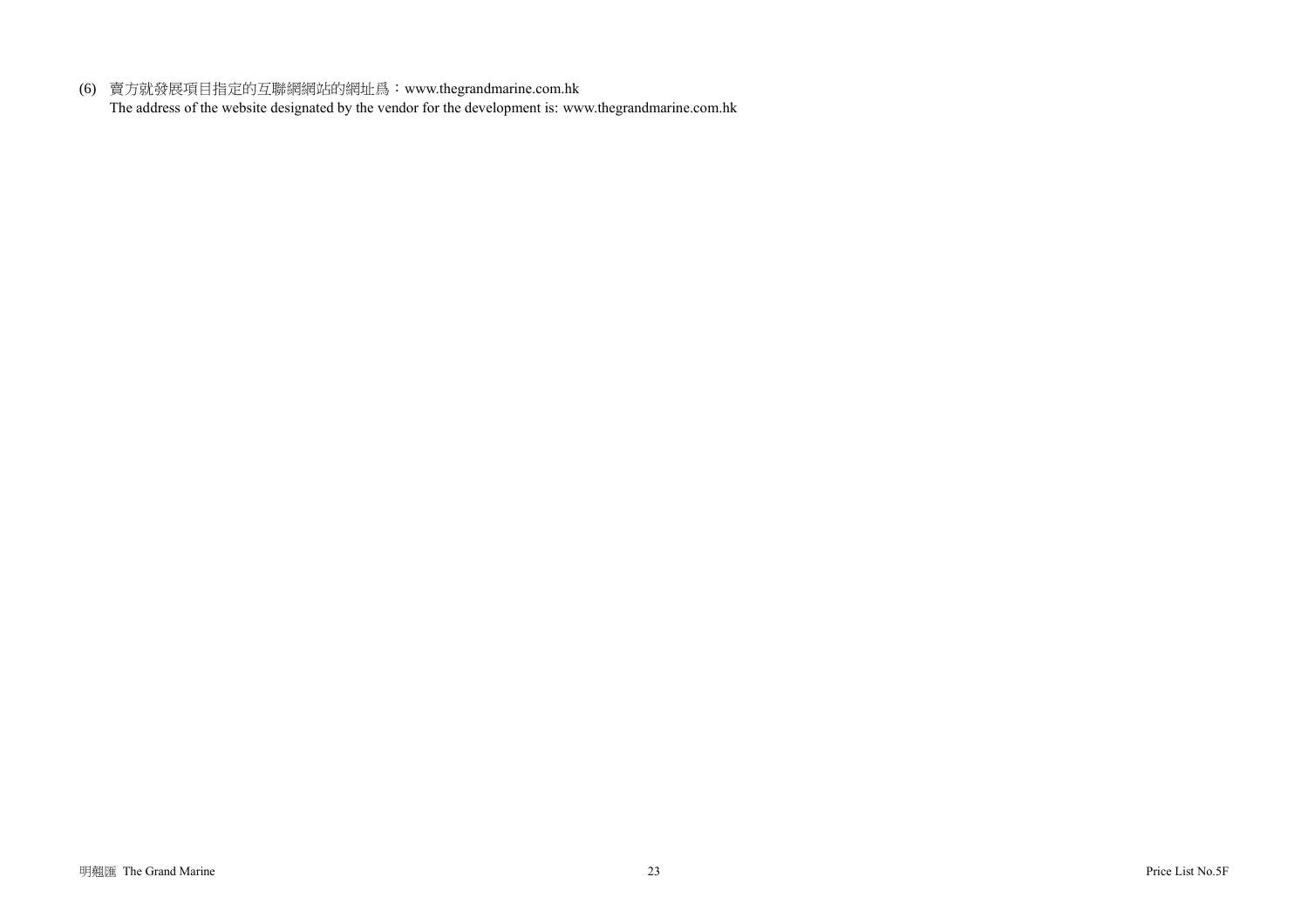(6) 賣方就發展項目指定的互聯網網站的網址爲：www.thegrandmarine.com.hk
The address of the website designated by the vendor for the development is: www.thegrandmarine.com.hk